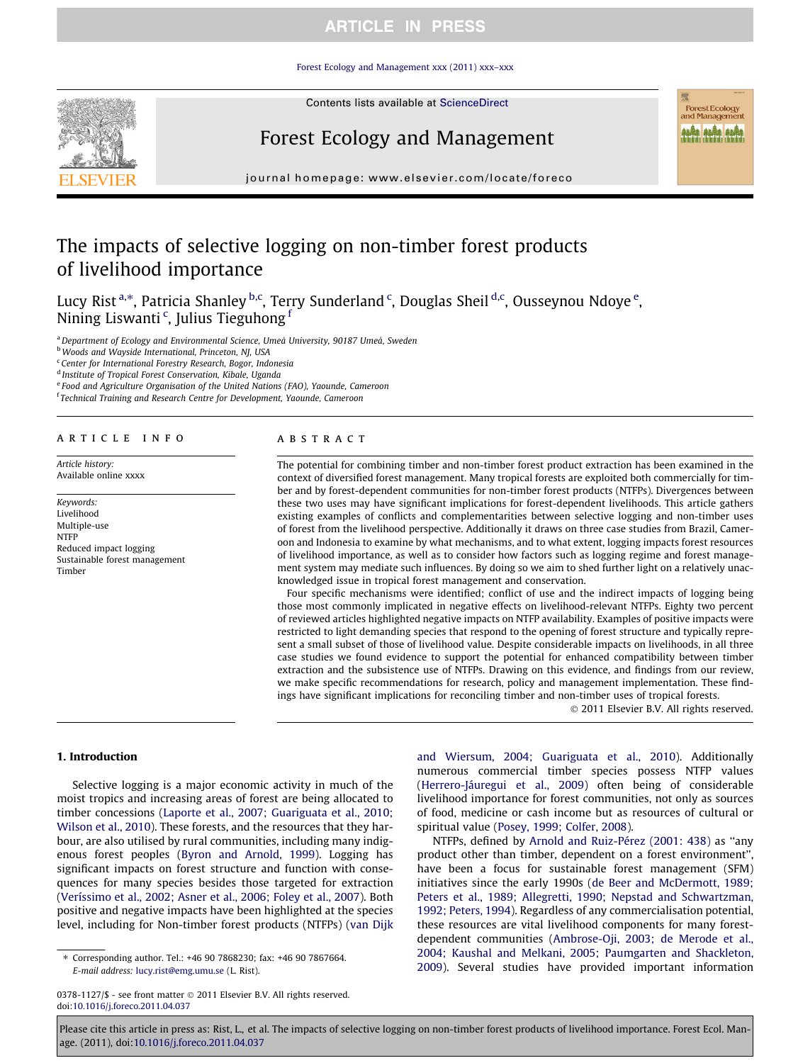# The impacts of selective logging on non-timber forest products of livelihood importance

Lucy Rist [a,*], Patricia Shanley [b,c], Terry Sunderland [c], Douglas Sheil [d,c], Ousseynou Ndoye [e], Nining Liswanti [c], Julius Tieguhong [f]

[a] Department of Ecology and Environmental Science, Umeå University, 90187 Umeå, Sweden
[b] Woods and Wayside International, Princeton, NJ, USA
[c] Center for International Forestry Research, Bogor, Indonesia
[d] Institute of Tropical Forest Conservation, Kibale, Uganda
[e] Food and Agriculture Organisation of the United Nations (FAO), Yaounde, Cameroon
[f] Technical Training and Research Centre for Development, Yaounde, Cameroon

## ARTICLE INFO

*Article history:*
Available online xxxx

*Keywords:*
Livelihood
Multiple-use
NTFP
Reduced impact logging
Sustainable forest management
Timber

## ABSTRACT

The potential for combining timber and non-timber forest product extraction has been examined in the context of diversified forest management. Many tropical forests are exploited both commercially for timber and by forest-dependent communities for non-timber forest products (NTFPs). Divergences between these two uses may have significant implications for forest-dependent livelihoods. This article gathers existing examples of conflicts and complementarities between selective logging and non-timber uses of forest from the livelihood perspective. Additionally it draws on three case studies from Brazil, Cameroon and Indonesia to examine by what mechanisms, and to what extent, logging impacts forest resources of livelihood importance, as well as to consider how factors such as logging regime and forest management system may mediate such influences. By doing so we aim to shed further light on a relatively unacknowledged issue in tropical forest management and conservation.

Four specific mechanisms were identified; conflict of use and the indirect impacts of logging being those most commonly implicated in negative effects on livelihood-relevant NTFPs. Eighty two percent of reviewed articles highlighted negative impacts on NTFP availability. Examples of positive impacts were restricted to light demanding species that respond to the opening of forest structure and typically represent a small subset of those of livelihood value. Despite considerable impacts on livelihoods, in all three case studies we found evidence to support the potential for enhanced compatibility between timber extraction and the subsistence use of NTFPs. Drawing on this evidence, and findings from our review, we make specific recommendations for research, policy and management implementation. These findings have significant implications for reconciling timber and non-timber uses of tropical forests.

© 2011 Elsevier B.V. All rights reserved.

## 1. Introduction

Selective logging is a major economic activity in much of the moist tropics and increasing areas of forest are being allocated to timber concessions (Laporte et al., 2007; Guariguata et al., 2010; Wilson et al., 2010). These forests, and the resources that they harbour, are also utilised by rural communities, including many indigenous forest peoples (Byron and Arnold, 1999). Logging has significant impacts on forest structure and function with consequences for many species besides those targeted for extraction (Veríssimo et al., 2002; Asner et al., 2006; Foley et al., 2007). Both positive and negative impacts have been highlighted at the species level, including for Non-timber forest products (NTFPs) (van Dijk and Wiersum, 2004; Guariguata et al., 2010). Additionally numerous commercial timber species possess NTFP values (Herrero-Jáuregui et al., 2009) often being of considerable livelihood importance for forest communities, not only as sources of food, medicine or cash income but as resources of cultural or spiritual value (Posey, 1999; Colfer, 2008).

NTFPs, defined by Arnold and Ruiz-Pérez (2001: 438) as "any product other than timber, dependent on a forest environment", have been a focus for sustainable forest management (SFM) initiatives since the early 1990s (de Beer and McDermott, 1989; Peters et al., 1989; Allegretti, 1990; Nepstad and Schwartzman, 1992; Peters, 1994). Regardless of any commercialisation potential, these resources are vital livelihood components for many forest-dependent communities (Ambrose-Oji, 2003; de Merode et al., 2004; Kaushal and Melkani, 2005; Paumgarten and Shackleton, 2009). Several studies have provided important information

* Corresponding author. Tel.: +46 90 7868230; fax: +46 90 7867664.
E-mail address: lucy.rist@emg.umu.se (L. Rist).

0378-1127/$ - see front matter © 2011 Elsevier B.V. All rights reserved.
doi:10.1016/j.foreco.2011.04.037

Please cite this article in press as: Rist, L., et al. The impacts of selective logging on non-timber forest products of livelihood importance. Forest Ecol. Manage. (2011), doi:10.1016/j.foreco.2011.04.037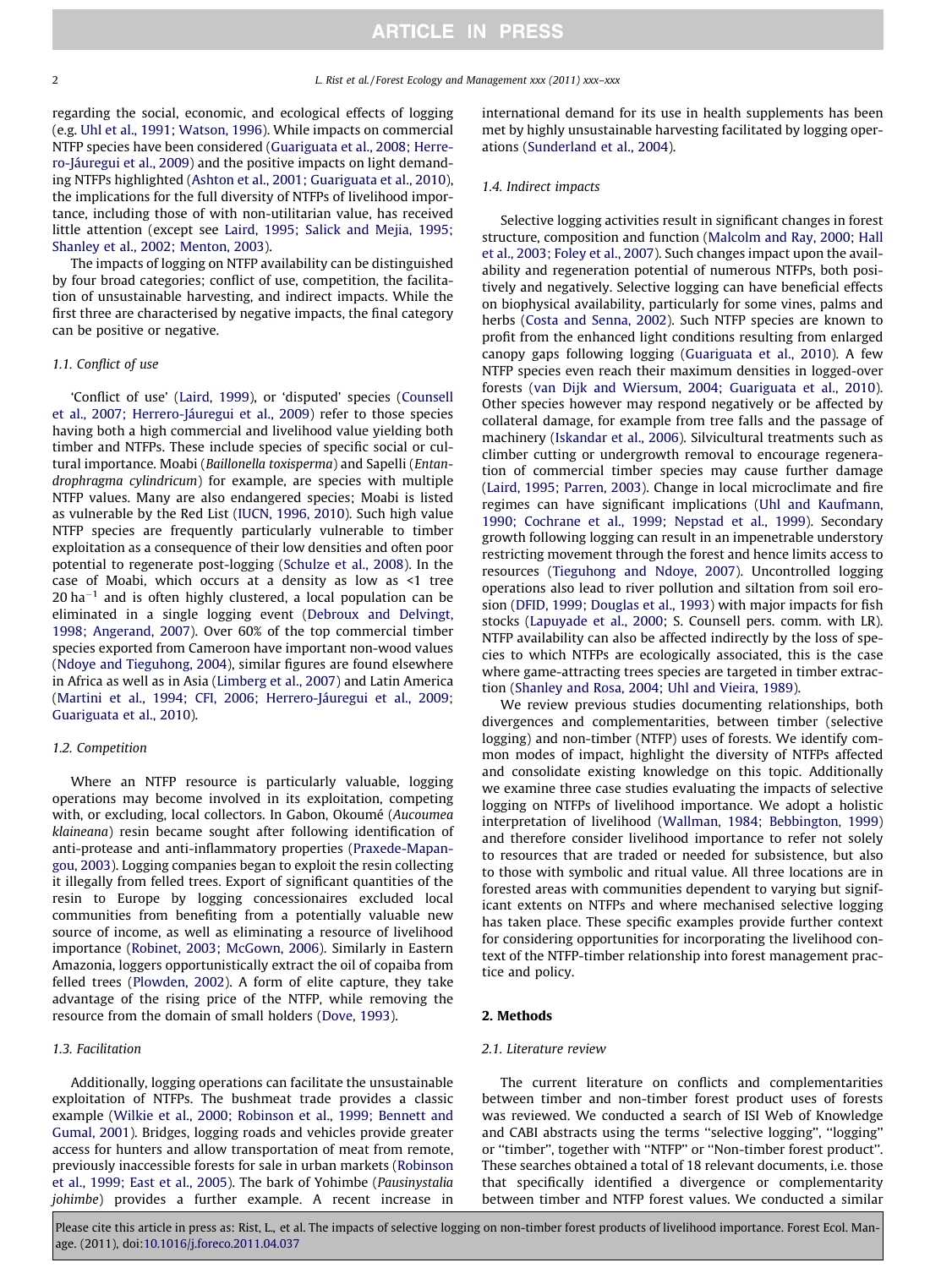regarding the social, economic, and ecological effects of logging (e.g. Uhl et al., 1991; Watson, 1996). While impacts on commercial NTFP species have been considered (Guariguata et al., 2008; Herrero-Jáuregui et al., 2009) and the positive impacts on light demanding NTFPs highlighted (Ashton et al., 2001; Guariguata et al., 2010), the implications for the full diversity of NTFPs of livelihood importance, including those of with non-utilitarian value, has received little attention (except see Laird, 1995; Salick and Mejia, 1995; Shanley et al., 2002; Menton, 2003).

The impacts of logging on NTFP availability can be distinguished by four broad categories; conflict of use, competition, the facilitation of unsustainable harvesting, and indirect impacts. While the first three are characterised by negative impacts, the final category can be positive or negative.

### 1.1. Conflict of use

'Conflict of use' (Laird, 1999), or 'disputed' species (Counsell et al., 2007; Herrero-Jáuregui et al., 2009) refer to those species having both a high commercial and livelihood value yielding both timber and NTFPs. These include species of specific social or cultural importance. Moabi (*Baillonella toxisperma*) and Sapelli (*Entandrophragma cylindricum*) for example, are species with multiple NTFP values. Many are also endangered species; Moabi is listed as vulnerable by the Red List (IUCN, 1996, 2010). Such high value NTFP species are frequently particularly vulnerable to timber exploitation as a consequence of their low densities and often poor potential to regenerate post-logging (Schulze et al., 2008). In the case of Moabi, which occurs at a density as low as <1 tree 20 ha$^{-1}$ and is often highly clustered, a local population can be eliminated in a single logging event (Debroux and Delvingt, 1998; Angerand, 2007). Over 60% of the top commercial timber species exported from Cameroon have important non-wood values (Ndoye and Tieguhong, 2004), similar figures are found elsewhere in Africa as well as in Asia (Limberg et al., 2007) and Latin America (Martini et al., 1994; CFI, 2006; Herrero-Jáuregui et al., 2009; Guariguata et al., 2010).

### 1.2. Competition

Where an NTFP resource is particularly valuable, logging operations may become involved in its exploitation, competing with, or excluding, local collectors. In Gabon, Okoumé (*Aucoumea klaineana*) resin became sought after following identification of anti-protease and anti-inflammatory properties (Praxede-Mapangou, 2003). Logging companies began to exploit the resin collecting it illegally from felled trees. Export of significant quantities of the resin to Europe by logging concessionaires excluded local communities from benefiting from a potentially valuable new source of income, as well as eliminating a resource of livelihood importance (Robinet, 2003; McGown, 2006). Similarly in Eastern Amazonia, loggers opportunistically extract the oil of copaiba from felled trees (Plowden, 2002). A form of elite capture, they take advantage of the rising price of the NTFP, while removing the resource from the domain of small holders (Dove, 1993).

### 1.3. Facilitation

Additionally, logging operations can facilitate the unsustainable exploitation of NTFPs. The bushmeat trade provides a classic example (Wilkie et al., 2000; Robinson et al., 1999; Bennett and Gumal, 2001). Bridges, logging roads and vehicles provide greater access for hunters and allow transportation of meat from remote, previously inaccessible forests for sale in urban markets (Robinson et al., 1999; East et al., 2005). The bark of Yohimbe (*Pausinystalia johimbe*) provides a further example. A recent increase in international demand for its use in health supplements has been met by highly unsustainable harvesting facilitated by logging operations (Sunderland et al., 2004).

### 1.4. Indirect impacts

Selective logging activities result in significant changes in forest structure, composition and function (Malcolm and Ray, 2000; Hall et al., 2003; Foley et al., 2007). Such changes impact upon the availability and regeneration potential of numerous NTFPs, both positively and negatively. Selective logging can have beneficial effects on biophysical availability, particularly for some vines, palms and herbs (Costa and Senna, 2002). Such NTFP species are known to profit from the enhanced light conditions resulting from enlarged canopy gaps following logging (Guariguata et al., 2010). A few NTFP species even reach their maximum densities in logged-over forests (van Dijk and Wiersum, 2004; Guariguata et al., 2010). Other species however may respond negatively or be affected by collateral damage, for example from tree falls and the passage of machinery (Iskandar et al., 2006). Silvicultural treatments such as climber cutting or undergrowth removal to encourage regeneration of commercial timber species may cause further damage (Laird, 1995; Parren, 2003). Change in local microclimate and fire regimes can have significant implications (Uhl and Kaufmann, 1990; Cochrane et al., 1999; Nepstad et al., 1999). Secondary growth following logging can result in an impenetrable understory restricting movement through the forest and hence limits access to resources (Tieguhong and Ndoye, 2007). Uncontrolled logging operations also lead to river pollution and siltation from soil erosion (DFID, 1999; Douglas et al., 1993) with major impacts for fish stocks (Lapuyade et al., 2000; S. Counsell pers. comm. with LR). NTFP availability can also be affected indirectly by the loss of species to which NTFPs are ecologically associated, this is the case where game-attracting trees species are targeted in timber extraction (Shanley and Rosa, 2004; Uhl and Vieira, 1989).

We review previous studies documenting relationships, both divergences and complementarities, between timber (selective logging) and non-timber (NTFP) uses of forests. We identify common modes of impact, highlight the diversity of NTFPs affected and consolidate existing knowledge on this topic. Additionally we examine three case studies evaluating the impacts of selective logging on NTFPs of livelihood importance. We adopt a holistic interpretation of livelihood (Wallman, 1984; Bebbington, 1999) and therefore consider livelihood importance to refer not solely to resources that are traded or needed for subsistence, but also to those with symbolic and ritual value. All three locations are in forested areas with communities dependent to varying but significant extents on NTFPs and where mechanised selective logging has taken place. These specific examples provide further context for considering opportunities for incorporating the livelihood context of the NTFP-timber relationship into forest management practice and policy.

## 2. Methods

### 2.1. Literature review

The current literature on conflicts and complementarities between timber and non-timber forest product uses of forests was reviewed. We conducted a search of ISI Web of Knowledge and CABI abstracts using the terms "selective logging", "logging" or "timber", together with "NTFP" or "Non-timber forest product". These searches obtained a total of 18 relevant documents, i.e. those that specifically identified a divergence or complementarity between timber and NTFP forest values. We conducted a similar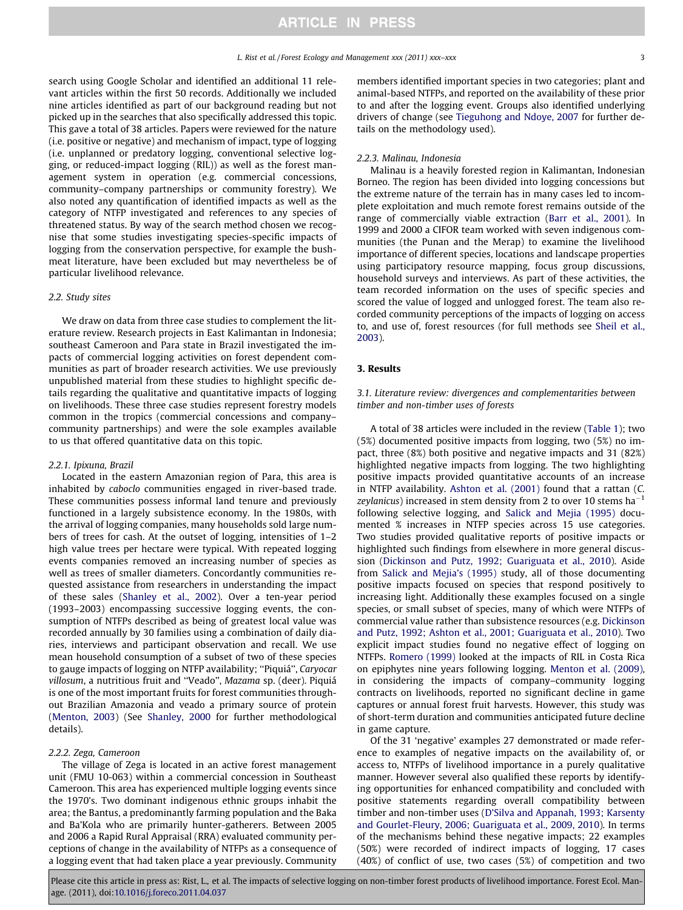search using Google Scholar and identified an additional 11 relevant articles within the first 50 records. Additionally we included nine articles identified as part of our background reading but not picked up in the searches that also specifically addressed this topic. This gave a total of 38 articles. Papers were reviewed for the nature (i.e. positive or negative) and mechanism of impact, type of logging (i.e. unplanned or predatory logging, conventional selective logging, or reduced-impact logging (RIL)) as well as the forest management system in operation (e.g. commercial concessions, community–company partnerships or community forestry). We also noted any quantification of identified impacts as well as the category of NTFP investigated and references to any species of threatened status. By way of the search method chosen we recognise that some studies investigating species-specific impacts of logging from the conservation perspective, for example the bushmeat literature, have been excluded but may nevertheless be of particular livelihood relevance.

### 2.2. Study sites

We draw on data from three case studies to complement the literature review. Research projects in East Kalimantan in Indonesia; southeast Cameroon and Para state in Brazil investigated the impacts of commercial logging activities on forest dependent communities as part of broader research activities. We use previously unpublished material from these studies to highlight specific details regarding the qualitative and quantitative impacts of logging on livelihoods. These three case studies represent forestry models common in the tropics (commercial concessions and company–community partnerships) and were the sole examples available to us that offered quantitative data on this topic.

#### 2.2.1. Ipixuna, Brazil

Located in the eastern Amazonian region of Para, this area is inhabited by *caboclo* communities engaged in river-based trade. These communities possess informal land tenure and previously functioned in a largely subsistence economy. In the 1980s, with the arrival of logging companies, many households sold large numbers of trees for cash. At the outset of logging, intensities of 1–2 high value trees per hectare were typical. With repeated logging events companies removed an increasing number of species as well as trees of smaller diameters. Concordantly communities requested assistance from researchers in understanding the impact of these sales (Shanley et al., 2002). Over a ten-year period (1993–2003) encompassing successive logging events, the consumption of NTFPs described as being of greatest local value was recorded annually by 30 families using a combination of daily diaries, interviews and participant observation and recall. We use mean household consumption of a subset of two of these species to gauge impacts of logging on NTFP availability; ''Piquiá'', *Caryocar villosum*, a nutritious fruit and ''Veado'', *Mazama* sp. (deer). Piquiá is one of the most important fruits for forest communities throughout Brazilian Amazonia and veado a primary source of protein (Menton, 2003) (See Shanley, 2000 for further methodological details).

#### 2.2.2. Zega, Cameroon

The village of Zega is located in an active forest management unit (FMU 10-063) within a commercial concession in Southeast Cameroon. This area has experienced multiple logging events since the 1970's. Two dominant indigenous ethnic groups inhabit the area; the Bantus, a predominantly farming population and the Baka and Ba'Kola who are primarily hunter-gatherers. Between 2005 and 2006 a Rapid Rural Appraisal (RRA) evaluated community perceptions of change in the availability of NTFPs as a consequence of a logging event that had taken place a year previously. Community members identified important species in two categories; plant and animal-based NTFPs, and reported on the availability of these prior to and after the logging event. Groups also identified underlying drivers of change (see Tieguhong and Ndoye, 2007 for further details on the methodology used).

#### 2.2.3. Malinau, Indonesia

Malinau is a heavily forested region in Kalimantan, Indonesian Borneo. The region has been divided into logging concessions but the extreme nature of the terrain has in many cases led to incomplete exploitation and much remote forest remains outside of the range of commercially viable extraction (Barr et al., 2001). In 1999 and 2000 a CIFOR team worked with seven indigenous communities (the Punan and the Merap) to examine the livelihood importance of different species, locations and landscape properties using participatory resource mapping, focus group discussions, household surveys and interviews. As part of these activities, the team recorded information on the uses of specific species and scored the value of logged and unlogged forest. The team also recorded community perceptions of the impacts of logging on access to, and use of, forest resources (for full methods see Sheil et al., 2003).

## 3. Results

### 3.1. Literature review: divergences and complementarities between timber and non-timber uses of forests

A total of 38 articles were included in the review (Table 1); two (5%) documented positive impacts from logging, two (5%) no impact, three (8%) both positive and negative impacts and 31 (82%) highlighted negative impacts from logging. The two highlighting positive impacts provided quantitative accounts of an increase in NTFP availability. Ashton et al. (2001) found that a rattan (*C. zeylanicus*) increased in stem density from 2 to over 10 stems $ha^{-1}$ following selective logging, and Salick and Mejia (1995) documented % increases in NTFP species across 15 use categories. Two studies provided qualitative reports of positive impacts or highlighted such findings from elsewhere in more general discussion (Dickinson and Putz, 1992; Guariguata et al., 2010). Aside from Salick and Mejia's (1995) study, all of those documenting positive impacts focused on species that respond positively to increasing light. Additionally these examples focused on a single species, or small subset of species, many of which were NTFPs of commercial value rather than subsistence resources (e.g. Dickinson and Putz, 1992; Ashton et al., 2001; Guariguata et al., 2010). Two explicit impact studies found no negative effect of logging on NTFPs. Romero (1999) looked at the impacts of RIL in Costa Rica on epiphytes nine years following logging. Menton et al. (2009), in considering the impacts of company–community logging contracts on livelihoods, reported no significant decline in game captures or annual forest fruit harvests. However, this study was of short-term duration and communities anticipated future decline in game capture.

Of the 31 'negative' examples 27 demonstrated or made reference to examples of negative impacts on the availability of, or access to, NTFPs of livelihood importance in a purely qualitative manner. However several also qualified these reports by identifying opportunities for enhanced compatibility and concluded with positive statements regarding overall compatibility between timber and non-timber uses (D'Silva and Appanah, 1993; Karsenty and Gourlet-Fleury, 2006; Guariguata et al., 2009, 2010). In terms of the mechanisms behind these negative impacts; 22 examples (50%) were recorded of indirect impacts of logging, 17 cases (40%) of conflict of use, two cases (5%) of competition and two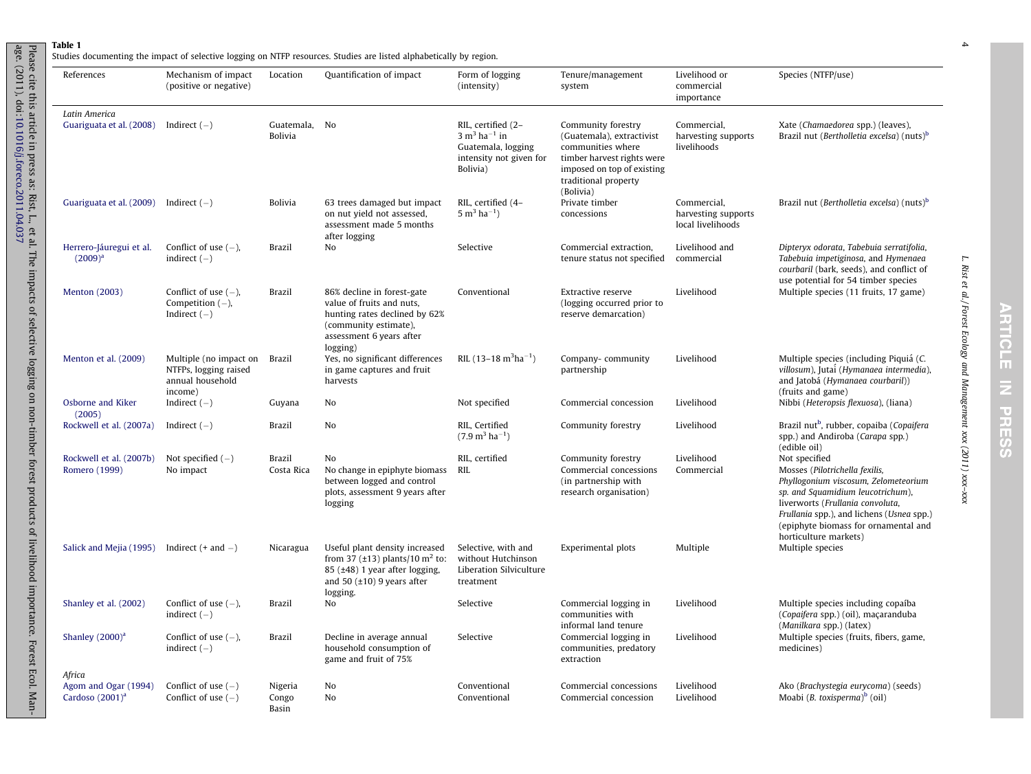**Table 1**

Studies documenting the impact of selective logging on NTFP resources. Studies are listed alphabetically by region.

| References | Mechanism of impact (positive or negative) | Location | Quantification of impact | Form of logging (intensity) | Tenure/management system | Livelihood or commercial importance | Species (NTFP/use) |
|---|---|---|---|---|---|---|---|
| *Latin America* | | | | | | | |
| Guariguata et al. (2008) | Indirect (−) | Guatemala, Bolivia | No | RIL, certified (2–3 $m^3\ ha^{-1}$ in Guatemala, logging intensity not given for Bolivia) | Community forestry (Guatemala), extractivist communities where timber harvest rights were imposed on top of existing traditional property (Bolivia) | Commercial, harvesting supports livelihoods | Xate (*Chamaedorea* spp.) (leaves), Brazil nut (*Bertholletia excelsa*) (nuts)[b] |
| Guariguata et al. (2009) | Indirect (−) | Bolivia | 63 trees damaged but impact on nut yield not assessed, assessment made 5 months after logging | RIL, certified (4–5 $m^3\ ha^{-1}$) | Private timber concessions | Commercial, harvesting supports local livelihoods | Brazil nut (*Bertholletia excelsa*) (nuts)[b] |
| Herrero-Jáuregui et al. (2009)[a] | Conflict of use (−), indirect (−) | Brazil | No | Selective | Commercial extraction, tenure status not specified | Livelihood and commercial | *Dipteryx odorata*, *Tabebuia serratifolia*, *Tabebuia impetiginosa*, and *Hymenaea courbaril* (bark, seeds), and conflict of use potential for 54 timber species |
| Menton (2003) | Conflict of use (−), Competition (−), Indirect (−) | Brazil | 86% decline in forest-gate value of fruits and nuts, hunting rates declined by 62% (community estimate), assessment 6 years after logging) | Conventional | Extractive reserve (logging occurred prior to reserve demarcation) | Livelihood | Multiple species (11 fruits, 17 game) |
| Menton et al. (2009) | Multiple (no impact on NTFPs, logging raised annual household income) | Brazil | Yes, no significant differences in game captures and fruit harvests | RIL (13–18 $m^3 ha^{-1}$) | Company- community partnership | Livelihood | Multiple species (including Piquiá (*C. villosum*), Jutaí (*Hymanaea intermedia*), and Jatobá (*Hymanaea courbaril*)) (fruits and game) |
| Osborne and Kiker (2005) | Indirect (−) | Guyana | No | Not specified | Commercial concession | Livelihood | Nibbi (*Heteropsis flexuosa*), (liana) |
| Rockwell et al. (2007a) | Indirect (−) | Brazil | No | RIL, Certified (7.9 $m^3\ ha^{-1}$) | Community forestry | Livelihood | Brazil nut[b], rubber, copaiba (*Copaifera* spp.) and Andiroba (*Carapa* spp.) (edible oil) |
| Rockwell et al. (2007b) | Not specified (−) | Brazil | No | RIL, certified | Community forestry | Livelihood | Not specified |
| Romero (1999) | No impact | Costa Rica | No change in epiphyte biomass between logged and control plots, assessment 9 years after logging | RIL | Commercial concessions (in partnership with research organisation) | Commercial | Mosses (*Pilotrichella fexilis, Phyllogonium viscosum, Zelometeorium sp. and Squamidium leucotrichum*), liverworts (*Frullania convoluta*, *Frullania* spp.), and lichens (*Usnea* spp.) (epiphyte biomass for ornamental and horticulture markets) |
| Salick and Mejia (1995) | Indirect (+ and −) | Nicaragua | Useful plant density increased from 37 (±13) plants/10 $m^2$ to: 85 (±48) 1 year after logging, and 50 (±10) 9 years after logging. | Selective, with and without Hutchinson Liberation Silviculture treatment | Experimental plots | Multiple | Multiple species |
| Shanley et al. (2002) | Conflict of use (−), indirect (−) | Brazil | No | Selective | Commercial logging in communities with informal land tenure | Livelihood | Multiple species including copaíba (*Copaifera* spp.) (oil), maçaranduba (*Manilkara* spp.) (latex) |
| Shanley (2000)[a] | Conflict of use (−), indirect (−) | Brazil | Decline in average annual household consumption of game and fruit of 75% | Selective | Commercial logging in communities, predatory extraction | Livelihood | Multiple species (fruits, fibers, game, medicines) |
| *Africa* | | | | | | | |
| Agom and Ogar (1994) | Conflict of use (−) | Nigeria | No | Conventional | Commercial concessions | Livelihood | Ako (*Brachystegia eurycoma*) (seeds) |
| Cardoso (2001)[a] | Conflict of use (−) | Congo Basin | No | Conventional | Commercial concession | Livelihood | Moabi (*B. toxisperma*)[b] (oil) |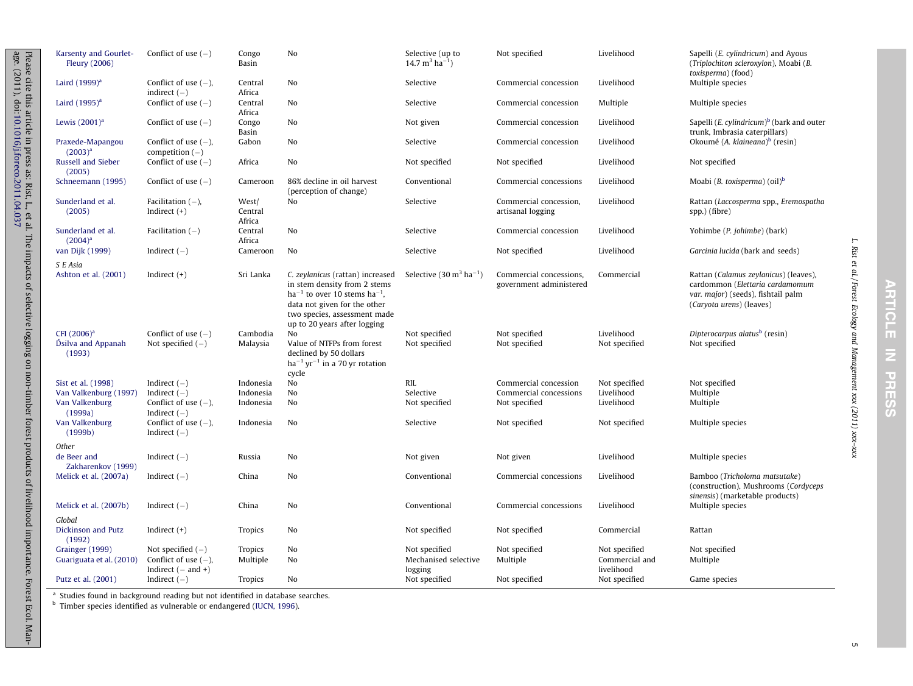| | | | | | | | |
|---|---|---|---|---|---|---|---|
| Karsenty and Gourlet-Fleury (2006) | Conflict of use (−) | Congo Basin | No | Selective (up to $14.7\ m^3\ ha^{-1}$) | Not specified | Livelihood | Sapelli (*E. cylindricum*) and Ayous (*Triplochiton scleroxylon*), Moabi (*B. toxisperma*) (food) |
| Laird (1999)[a] | Conflict of use (−), indirect (−) | Central Africa | No | Selective | Commercial concession | Livelihood | Multiple species |
| Laird (1995)[a] | Conflict of use (−) | Central Africa | No | Selective | Commercial concession | Multiple | Multiple species |
| Lewis (2001)[a] | Conflict of use (−) | Congo Basin | No | Not given | Commercial concession | Livelihood | Sapelli (*E. cylindricum*)[b] (bark and outer trunk, Imbrasia caterpillars) |
| Praxede-Mapangou (2003)[a] | Conflict of use (−), competition (−) | Gabon | No | Selective | Commercial concession | Livelihood | Okoumé (*A. klaineana*)[b] (resin) |
| Russell and Sieber (2005) | Conflict of use (−) | Africa | No | Not specified | Not specified | Livelihood | Not specified |
| Schneemann (1995) | Conflict of use (−) | Cameroon | 86% decline in oil harvest (perception of change) | Conventional | Commercial concessions | Livelihood | Moabi (*B. toxisperma*) (oil)[b] |
| Sunderland et al. (2005) | Facilitation (−), Indirect (+) | West/ Central Africa | No | Selective | Commercial concession, artisanal logging | Livelihood | Rattan (*Laccosperma* spp., *Eremospatha* spp.) (fibre) |
| Sunderland et al. (2004)[a] | Facilitation (−) | Central Africa | No | Selective | Commercial concession | Livelihood | Yohimbe (*P. johimbe*) (bark) |
| van Dijk (1999) | Indirect (−) | Cameroon | No | Selective | Not specified | Livelihood | *Garcinia lucida* (bark and seeds) |
| *S E Asia* | | | | | | | |
| Ashton et al. (2001) | Indirect (+) | Sri Lanka | *C. zeylanicus* (rattan) increased in stem density from 2 stems $ha^{-1}$ to over 10 stems $ha^{-1}$, data not given for the other two species, assessment made up to 20 years after logging | Selective ($30\ m^3\ ha^{-1}$) | Commercial concessions, government administered | Commercial | Rattan (*Calamus zeylanicus*) (leaves), cardommon (*Elettaria cardamomum var. major*) (seeds), fishtail palm (*Caryota urens*) (leaves) |
| CFI (2006)[a] | Conflict of use (−) | Cambodia | No | Not specified | Not specified | Livelihood | *Dipterocarpus alatus*[b] (resin) |
| D́silva and Appanah (1993) | Not specified (−) | Malaysia | Value of NTFPs from forest declined by 50 dollars $ha^{-1}\ yr^{-1}$ in a 70 yr rotation cycle | Not specified | Not specified | Not specified | Not specified |
| Sist et al. (1998) | Indirect (−) | Indonesia | No | RIL | Commercial concession | Not specified | Not specified |
| Van Valkenburg (1997) | Indirect (−) | Indonesia | No | Selective | Commercial concessions | Livelihood | Multiple |
| Van Valkenburg (1999a) | Conflict of use (−), Indirect (−) | Indonesia | No | Not specified | Not specified | Livelihood | Multiple |
| Van Valkenburg (1999b) | Conflict of use (−), Indirect (−) | Indonesia | No | Selective | Not specified | Not specified | Multiple species |
| *Other* | | | | | | | |
| de Beer and Zakharenkov (1999) | Indirect (−) | Russia | No | Not given | Not given | Livelihood | Multiple species |
| Melick et al. (2007a) | Indirect (−) | China | No | Conventional | Commercial concessions | Livelihood | Bamboo (*Tricholoma matsutake*) (construction), Mushrooms (*Cordyceps sinensis*) (marketable products) |
| Melick et al. (2007b) | Indirect (−) | China | No | Conventional | Commercial concessions | Livelihood | Multiple species |
| *Global* | | | | | | | |
| Dickinson and Putz (1992) | Indirect (+) | Tropics | No | Not specified | Not specified | Commercial | Rattan |
| Grainger (1999) | Not specified (−) | Tropics | No | Not specified | Not specified | Not specified | Not specified |
| Guariguata et al. (2010) | Conflict of use (−), Indirect (− and +) | Multiple | No | Mechanised selective logging | Multiple | Commercial and livelihood | Multiple |
| Putz et al. (2001) | Indirect (−) | Tropics | No | Not specified | Not specified | Not specified | Game species |

[a] Studies found in background reading but not identified in database searches.

[b] Timber species identified as vulnerable or endangered (IUCN, 1996).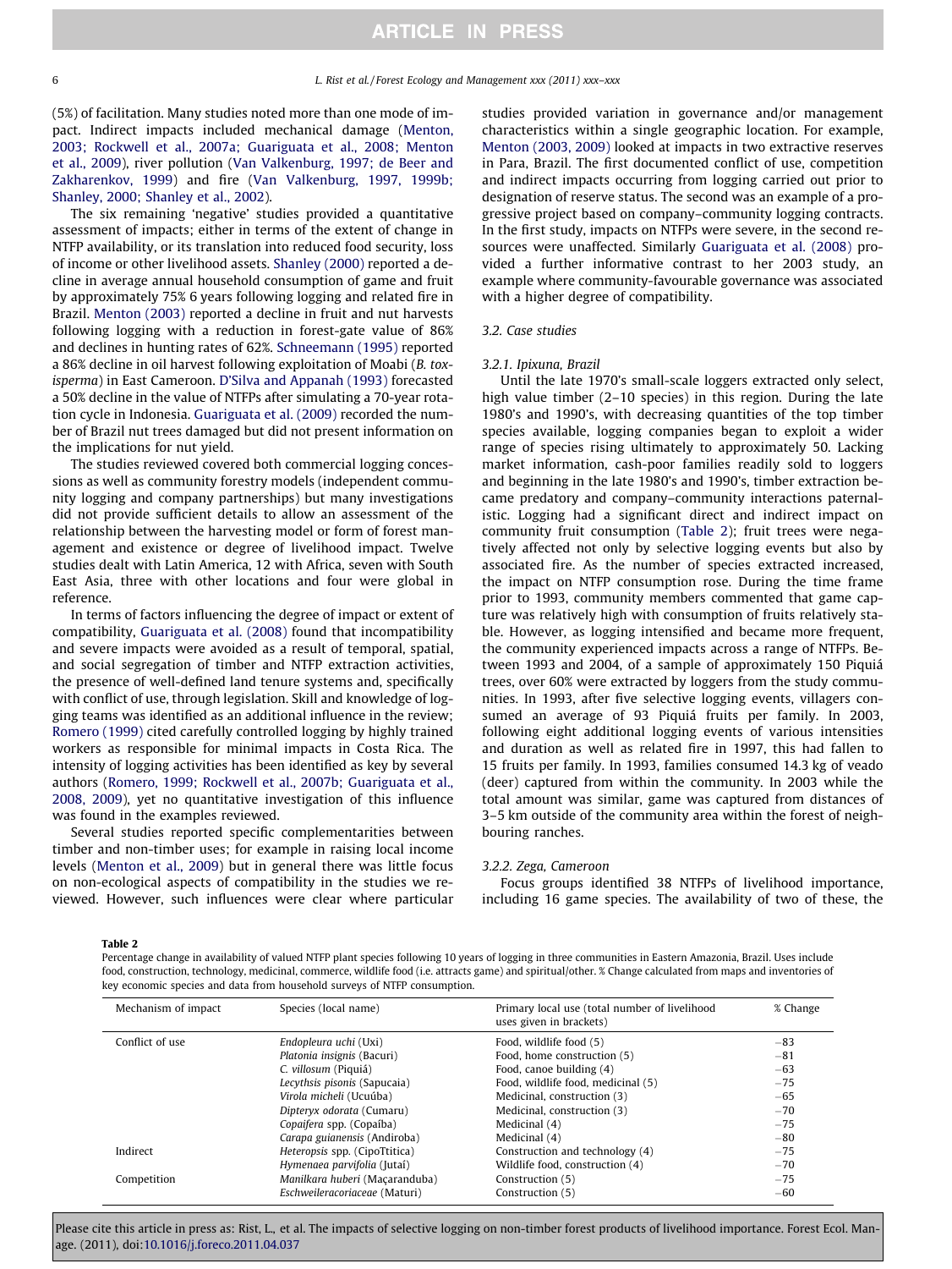(5%) of facilitation. Many studies noted more than one mode of impact. Indirect impacts included mechanical damage (Menton, 2003; Rockwell et al., 2007a; Guariguata et al., 2008; Menton et al., 2009), river pollution (Van Valkenburg, 1997; de Beer and Zakharenkov, 1999) and fire (Van Valkenburg, 1997, 1999b; Shanley, 2000; Shanley et al., 2002).

The six remaining 'negative' studies provided a quantitative assessment of impacts; either in terms of the extent of change in NTFP availability, or its translation into reduced food security, loss of income or other livelihood assets. Shanley (2000) reported a decline in average annual household consumption of game and fruit by approximately 75% 6 years following logging and related fire in Brazil. Menton (2003) reported a decline in fruit and nut harvests following logging with a reduction in forest-gate value of 86% and declines in hunting rates of 62%. Schneemann (1995) reported a 86% decline in oil harvest following exploitation of Moabi (*B. toxisperma*) in East Cameroon. D'Silva and Appanah (1993) forecasted a 50% decline in the value of NTFPs after simulating a 70-year rotation cycle in Indonesia. Guariguata et al. (2009) recorded the number of Brazil nut trees damaged but did not present information on the implications for nut yield.

The studies reviewed covered both commercial logging concessions as well as community forestry models (independent community logging and company partnerships) but many investigations did not provide sufficient details to allow an assessment of the relationship between the harvesting model or form of forest management and existence or degree of livelihood impact. Twelve studies dealt with Latin America, 12 with Africa, seven with South East Asia, three with other locations and four were global in reference.

In terms of factors influencing the degree of impact or extent of compatibility, Guariguata et al. (2008) found that incompatibility and severe impacts were avoided as a result of temporal, spatial, and social segregation of timber and NTFP extraction activities, the presence of well-defined land tenure systems and, specifically with conflict of use, through legislation. Skill and knowledge of logging teams was identified as an additional influence in the review; Romero (1999) cited carefully controlled logging by highly trained workers as responsible for minimal impacts in Costa Rica. The intensity of logging activities has been identified as key by several authors (Romero, 1999; Rockwell et al., 2007b; Guariguata et al., 2008, 2009), yet no quantitative investigation of this influence was found in the examples reviewed.

Several studies reported specific complementarities between timber and non-timber uses; for example in raising local income levels (Menton et al., 2009) but in general there was little focus on non-ecological aspects of compatibility in the studies we reviewed. However, such influences were clear where particular studies provided variation in governance and/or management characteristics within a single geographic location. For example, Menton (2003, 2009) looked at impacts in two extractive reserves in Para, Brazil. The first documented conflict of use, competition and indirect impacts occurring from logging carried out prior to designation of reserve status. The second was an example of a progressive project based on company–community logging contracts. In the first study, impacts on NTFPs were severe, in the second resources were unaffected. Similarly Guariguata et al. (2008) provided a further informative contrast to her 2003 study, an example where community-favourable governance was associated with a higher degree of compatibility.

### 3.2. Case studies

#### 3.2.1. Ipixuna, Brazil

Until the late 1970's small-scale loggers extracted only select, high value timber (2–10 species) in this region. During the late 1980's and 1990's, with decreasing quantities of the top timber species available, logging companies began to exploit a wider range of species rising ultimately to approximately 50. Lacking market information, cash-poor families readily sold to loggers and beginning in the late 1980's and 1990's, timber extraction became predatory and company–community interactions paternalistic. Logging had a significant direct and indirect impact on community fruit consumption (Table 2); fruit trees were negatively affected not only by selective logging events but also by associated fire. As the number of species extracted increased, the impact on NTFP consumption rose. During the time frame prior to 1993, community members commented that game capture was relatively high with consumption of fruits relatively stable. However, as logging intensified and became more frequent, the community experienced impacts across a range of NTFPs. Between 1993 and 2004, of a sample of approximately 150 Piquiá trees, over 60% were extracted by loggers from the study communities. In 1993, after five selective logging events, villagers consumed an average of 93 Piquiá fruits per family. In 2003, following eight additional logging events of various intensities and duration as well as related fire in 1997, this had fallen to 15 fruits per family. In 1993, families consumed 14.3 kg of veado (deer) captured from within the community. In 2003 while the total amount was similar, game was captured from distances of 3–5 km outside of the community area within the forest of neighbouring ranches.

#### 3.2.2. Zega, Cameroon

Focus groups identified 38 NTFPs of livelihood importance, including 16 game species. The availability of two of these, the

**Table 2**
Percentage change in availability of valued NTFP plant species following 10 years of logging in three communities in Eastern Amazonia, Brazil. Uses include food, construction, technology, medicinal, commerce, wildlife food (i.e. attracts game) and spiritual/other. % Change calculated from maps and inventories of key economic species and data from household surveys of NTFP consumption.

| Mechanism of impact | Species (local name) | Primary local use (total number of livelihood uses given in brackets) | % Change |
|---|---|---|---|
| Conflict of use | *Endopleura uchi* (Uxi) | Food, wildlife food (5) | −83 |
| | *Platonia insignis* (Bacuri) | Food, home construction (5) | −81 |
| | *C. villosum* (Piquiá) | Food, canoe building (4) | −63 |
| | *Lecythsis pisonis* (Sapucaia) | Food, wildlife food, medicinal (5) | −75 |
| | *Virola micheli* (Ucuúba) | Medicinal, construction (3) | −65 |
| | *Dipteryx odorata* (Cumaru) | Medicinal, construction (3) | −70 |
| | *Copaifera* spp. (Copaíba) | Medicinal (4) | −75 |
| | *Carapa guianensis* (Andiroba) | Medicinal (4) | −80 |
| Indirect | *Heteropsis* spp. (CipoTtitica) | Construction and technology (4) | −75 |
| | *Hymenaea parvifolia* (Jutaí) | Wildlife food, construction (4) | −70 |
| Competition | *Manilkara huberi* (Maçaranduba) | Construction (5) | −75 |
| | *Eschweileracoriaceae* (Maturi) | Construction (5) | −60 |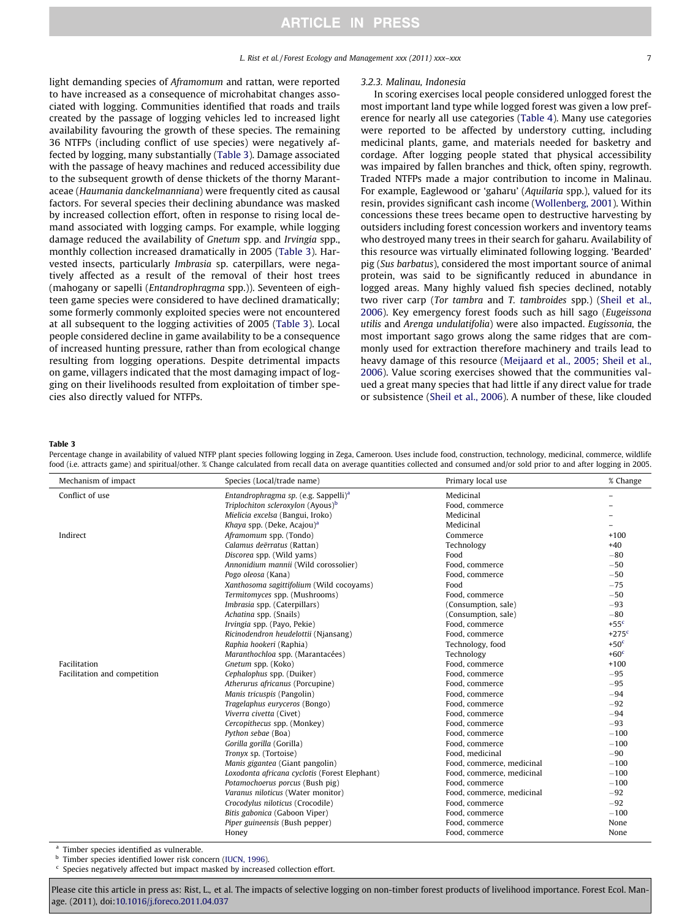light demanding species of *Aframomum* and rattan, were reported to have increased as a consequence of microhabitat changes associated with logging. Communities identified that roads and trails created by the passage of logging vehicles led to increased light availability favouring the growth of these species. The remaining 36 NTFPs (including conflict of use species) were negatively affected by logging, many substantially (Table 3). Damage associated with the passage of heavy machines and reduced accessibility due to the subsequent growth of dense thickets of the thorny Marantaceae (*Haumania danckelmanniana*) were frequently cited as causal factors. For several species their declining abundance was masked by increased collection effort, often in response to rising local demand associated with logging camps. For example, while logging damage reduced the availability of *Gnetum* spp. and *Irvingia* spp., monthly collection increased dramatically in 2005 (Table 3). Harvested insects, particularly *Imbrasia* sp. caterpillars, were negatively affected as a result of the removal of their host trees (mahogany or sapelli (*Entandrophragma* spp.)). Seventeen of eighteen game species were considered to have declined dramatically; some formerly commonly exploited species were not encountered at all subsequent to the logging activities of 2005 (Table 3). Local people considered decline in game availability to be a consequence of increased hunting pressure, rather than from ecological change resulting from logging operations. Despite detrimental impacts on game, villagers indicated that the most damaging impact of logging on their livelihoods resulted from exploitation of timber species also directly valued for NTFPs.

### 3.2.3. Malinau, Indonesia

In scoring exercises local people considered unlogged forest the most important land type while logged forest was given a low preference for nearly all use categories (Table 4). Many use categories were reported to be affected by understory cutting, including medicinal plants, game, and materials needed for basketry and cordage. After logging people stated that physical accessibility was impaired by fallen branches and thick, often spiny, regrowth. Traded NTFPs made a major contribution to income in Malinau. For example, Eaglewood or 'gaharu' (*Aquilaria* spp.), valued for its resin, provides significant cash income (Wollenberg, 2001). Within concessions these trees became open to destructive harvesting by outsiders including forest concession workers and inventory teams who destroyed many trees in their search for gaharu. Availability of this resource was virtually eliminated following logging. 'Bearded' pig (*Sus barbatus*), considered the most important source of animal protein, was said to be significantly reduced in abundance in logged areas. Many highly valued fish species declined, notably two river carp (*Tor tambra* and *T. tambroides* spp.) (Sheil et al., 2006). Key emergency forest foods such as hill sago (*Eugeissona utilis* and *Arenga undulatifolia*) were also impacted. *Eugissonia*, the most important sago grows along the same ridges that are commonly used for extraction therefore machinery and trails lead to heavy damage of this resource (Meijaard et al., 2005; Sheil et al., 2006). Value scoring exercises showed that the communities valued a great many species that had little if any direct value for trade or subsistence (Sheil et al., 2006). A number of these, like clouded

**Table 3**
Percentage change in availability of valued NTFP plant species following logging in Zega, Cameroon. Uses include food, construction, technology, medicinal, commerce, wildlife food (i.e. attracts game) and spiritual/other. % Change calculated from recall data on average quantities collected and consumed and/or sold prior to and after logging in 2005.

| Mechanism of impact | Species (Local/trade name) | Primary local use | % Change |
|---|---|---|---|
| Conflict of use | *Entandrophragma sp.* (e.g. Sappelli)[a] | Medicinal | – |
| | *Triplochiton scleroxylon* (Ayous)[b] | Food, commerce | – |
| | *Mielicia excelsa* (Bangui, Iroko) | Medicinal | – |
| | *Khaya* spp. (Deke, Acajou)[a] | Medicinal | – |
| Indirect | *Aframomum* spp. (Tondo) | Commerce | +100 |
| | *Calamus deërratus* (Rattan) | Technology | +40 |
| | *Discorea* spp. (Wild yams) | Food | −80 |
| | *Annonidium mannii* (Wild corossolier) | Food, commerce | −50 |
| | *Pogo oleosa* (Kana) | Food, commerce | −50 |
| | *Xanthosoma sagittifolium* (Wild cocoyams) | Food | −75 |
| | *Termitomyces* spp. (Mushrooms) | Food, commerce | −50 |
| | *Imbrasia* spp. (Caterpillars) | (Consumption, sale) | −93 |
| | *Achatina* spp. (Snails) | (Consumption, sale) | −80 |
| | *Irvingia* spp. (Payo, Pekie) | Food, commerce | +55[c] |
| | *Ricinodendron heudelottii* (Njansang) | Food, commerce | +275[c] |
| | *Raphia hookeri* (Raphia) | Technology, food | +50[c] |
| | *Maranthochloa* spp. (Marantacées) | Technology | +60[c] |
| Facilitation | *Gnetum* spp. (Koko) | Food, commerce | +100 |
| Facilitation and competition | *Cephalophus* spp. (Duiker) | Food, commerce | −95 |
| | *Atherurus africanus* (Porcupine) | Food, commerce | −95 |
| | *Manis tricuspis* (Pangolin) | Food, commerce | −94 |
| | *Tragelaphus euryceros* (Bongo) | Food, commerce | −92 |
| | *Viverra civetta* (Civet) | Food, commerce | −94 |
| | *Cercopithecus* spp. (Monkey) | Food, commerce | −93 |
| | *Python sebae* (Boa) | Food, commerce | −100 |
| | *Gorilla gorilla* (Gorilla) | Food, commerce | −100 |
| | *Tronyx* sp. (Tortoise) | Food, medicinal | −90 |
| | *Manis gigantea* (Giant pangolin) | Food, commerce, medicinal | −100 |
| | *Loxodonta africana cyclotis* (Forest Elephant) | Food, commerce, medicinal | −100 |
| | *Potamochoerus porcus* (Bush pig) | Food, commerce | −100 |
| | *Varanus niloticus* (Water monitor) | Food, commerce, medicinal | −92 |
| | *Crocodylus niloticus* (Crocodile) | Food, commerce | −92 |
| | *Bitis gabonica* (Gaboon Viper) | Food, commerce | −100 |
| | *Piper guineensis* (Bush pepper) | Food, commerce | None |
| | Honey | Food, commerce | None |

[a] Timber species identified as vulnerable.
[b] Timber species identified lower risk concern (IUCN, 1996).
[c] Species negatively affected but impact masked by increased collection effort.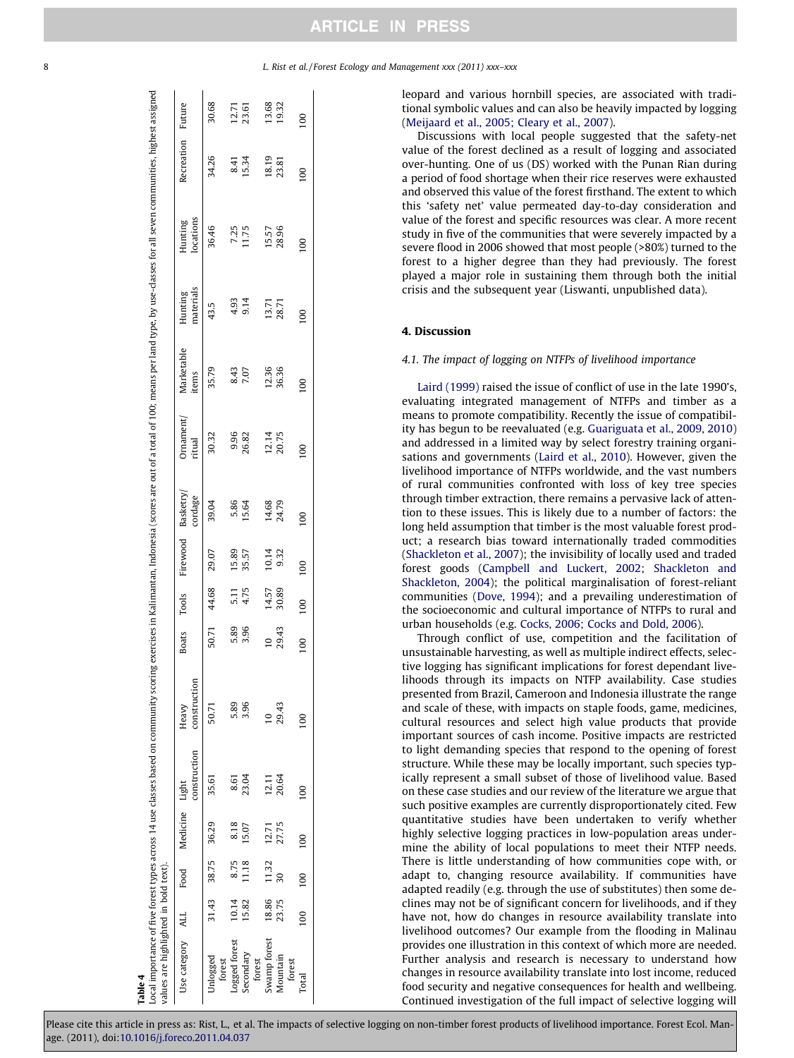**Table 4**
Local importance of five forest types across 14 use classes based on community scoring exercises in Kalimantan, Indonesia (scores are out of a total of 100; means per land type, by use-classes for all seven communities, highest assigned values are highlighted in bold text).

| Use category | ALL | Food | Medicine | Light construction | Heavy construction | Boats | Tools | Firewood | Basketry/ cordage | Ornament/ ritual | Marketable items | Hunting materials | Hunting locations | Recreation | Future |
|---|---|---|---|---|---|---|---|---|---|---|---|---|---|---|---|
| Unlogged forest | 31.43 | 38.75 | 36.29 | 35.61 | 50.71 | 50.71 | 44.68 | 29.07 | 39.04 | 30.32 | 35.79 | 43.5 | 36.46 | 34.26 | 30.68 |
| Logged forest | 10.14 | 8.75 | 8.18 | 8.61 | 5.89 | 5.89 | 5.11 | 15.89 | 5.86 | 9.96 | 8.43 | 4.93 | 7.25 | 8.41 | 12.71 |
| Secondary forest | 15.82 | 11.18 | 15.07 | 23.04 | 3.96 | 3.96 | 4.75 | 35.57 | 15.64 | 26.82 | 7.07 | 9.14 | 11.75 | 15.34 | 23.61 |
| Swamp forest | 18.86 | 11.32 | 12.71 | 12.11 | 10 | 10 | 14.57 | 10.14 | 14.68 | 12.14 | 12.36 | 13.71 | 15.57 | 18.19 | 13.68 |
| Mountain forest | 23.75 | 30 | 27.75 | 20.64 | 29.43 | 29.43 | 30.89 | 9.32 | 24.79 | 20.75 | 36.36 | 28.71 | 28.96 | 23.81 | 19.32 |
| Total | 100 | 100 | 100 | 100 | 100 | 100 | 100 | 100 | 100 | 100 | 100 | 100 | 100 | 100 | 100 |

leopard and various hornbill species, are associated with traditional symbolic values and can also be heavily impacted by logging (Meijaard et al., 2005; Cleary et al., 2007).

Discussions with local people suggested that the safety-net value of the forest declined as a result of logging and associated over-hunting. One of us (DS) worked with the Punan Rian during a period of food shortage when their rice reserves were exhausted and observed this value of the forest firsthand. The extent to which this 'safety net' value permeated day-to-day consideration and value of the forest and specific resources was clear. A more recent study in five of the communities that were severely impacted by a severe flood in 2006 showed that most people (>80%) turned to the forest to a higher degree than they had previously. The forest played a major role in sustaining them through both the initial crisis and the subsequent year (Liswanti, unpublished data).

## 4. Discussion

### 4.1. The impact of logging on NTFPs of livelihood importance

Laird (1999) raised the issue of conflict of use in the late 1990's, evaluating integrated management of NTFPs and timber as a means to promote compatibility. Recently the issue of compatibility has begun to be reevaluated (e.g. Guariguata et al., 2009, 2010) and addressed in a limited way by select forestry training organisations and governments (Laird et al., 2010). However, given the livelihood importance of NTFPs worldwide, and the vast numbers of rural communities confronted with loss of key tree species through timber extraction, there remains a pervasive lack of attention to these issues. This is likely due to a number of factors: the long held assumption that timber is the most valuable forest product; a research bias toward internationally traded commodities (Shackleton et al., 2007); the invisibility of locally used and traded forest goods (Campbell and Luckert, 2002; Shackleton and Shackleton, 2004); the political marginalisation of forest-reliant communities (Dove, 1994); and a prevailing underestimation of the socioeconomic and cultural importance of NTFPs to rural and urban households (e.g. Cocks, 2006; Cocks and Dold, 2006).

Through conflict of use, competition and the facilitation of unsustainable harvesting, as well as multiple indirect effects, selective logging has significant implications for forest dependant livelihoods through its impacts on NTFP availability. Case studies presented from Brazil, Cameroon and Indonesia illustrate the range and scale of these, with impacts on staple foods, game, medicines, cultural resources and select high value products that provide important sources of cash income. Positive impacts are restricted to light demanding species that respond to the opening of forest structure. While these may be locally important, such species typically represent a small subset of those of livelihood value. Based on these case studies and our review of the literature we argue that such positive examples are currently disproportionately cited. Few quantitative studies have been undertaken to verify whether highly selective logging practices in low-population areas undermine the ability of local populations to meet their NTFP needs. There is little understanding of how communities cope with, or adapt to, changing resource availability. If communities have adapted readily (e.g. through the use of substitutes) then some declines may not be of significant concern for livelihoods, and if they have not, how do changes in resource availability translate into livelihood outcomes? Our example from the flooding in Malinau provides one illustration in this context of which more are needed. Further analysis and research is necessary to understand how changes in resource availability translate into lost income, reduced food security and negative consequences for health and wellbeing. Continued investigation of the full impact of selective logging will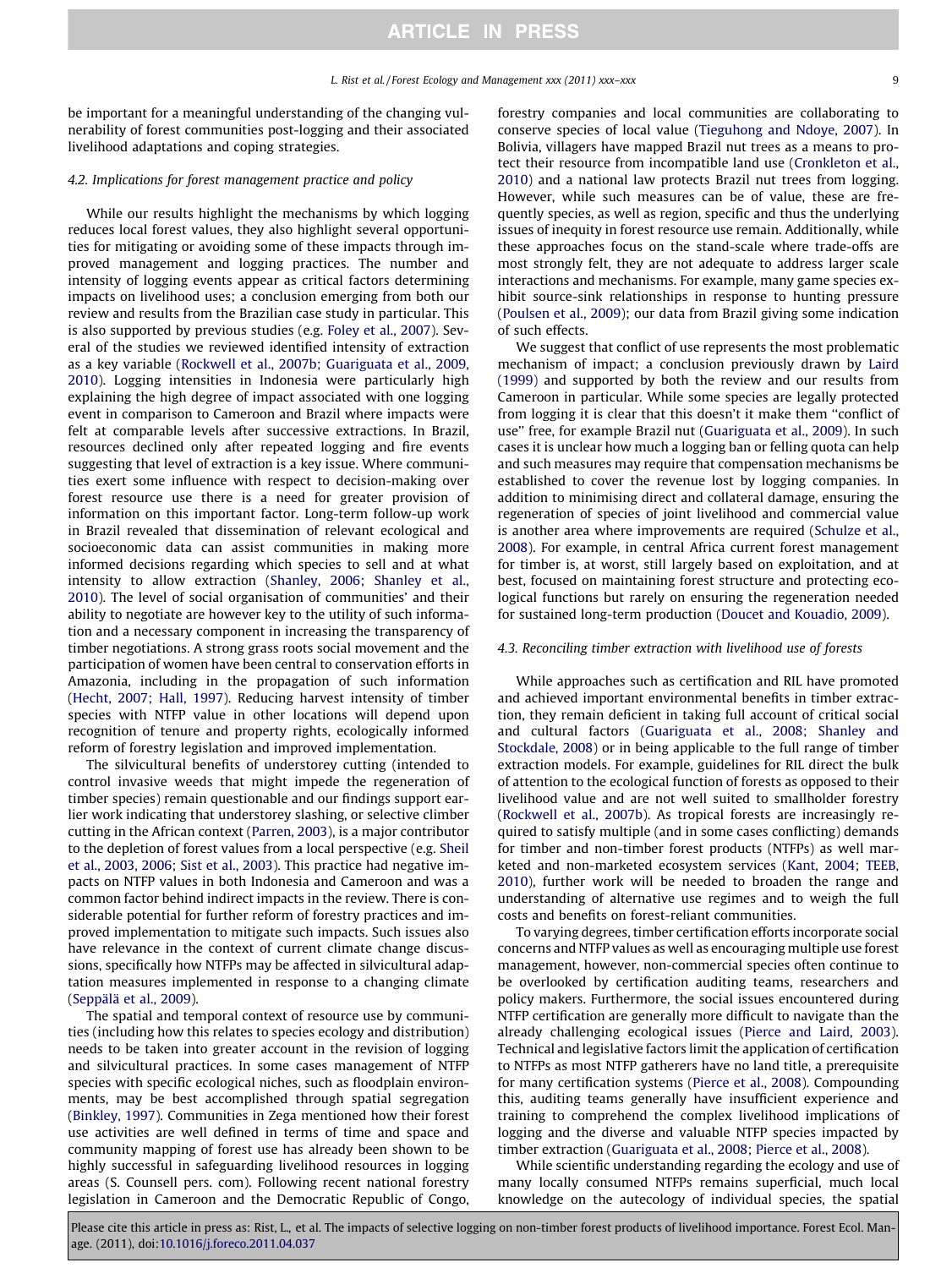be important for a meaningful understanding of the changing vulnerability of forest communities post-logging and their associated livelihood adaptations and coping strategies.

### 4.2. Implications for forest management practice and policy

While our results highlight the mechanisms by which logging reduces local forest values, they also highlight several opportunities for mitigating or avoiding some of these impacts through improved management and logging practices. The number and intensity of logging events appear as critical factors determining impacts on livelihood uses; a conclusion emerging from both our review and results from the Brazilian case study in particular. This is also supported by previous studies (e.g. Foley et al., 2007). Several of the studies we reviewed identified intensity of extraction as a key variable (Rockwell et al., 2007b; Guariguata et al., 2009, 2010). Logging intensities in Indonesia were particularly high explaining the high degree of impact associated with one logging event in comparison to Cameroon and Brazil where impacts were felt at comparable levels after successive extractions. In Brazil, resources declined only after repeated logging and fire events suggesting that level of extraction is a key issue. Where communities exert some influence with respect to decision-making over forest resource use there is a need for greater provision of information on this important factor. Long-term follow-up work in Brazil revealed that dissemination of relevant ecological and socioeconomic data can assist communities in making more informed decisions regarding which species to sell and at what intensity to allow extraction (Shanley, 2006; Shanley et al., 2010). The level of social organisation of communities' and their ability to negotiate are however key to the utility of such information and a necessary component in increasing the transparency of timber negotiations. A strong grass roots social movement and the participation of women have been central to conservation efforts in Amazonia, including in the propagation of such information (Hecht, 2007; Hall, 1997). Reducing harvest intensity of timber species with NTFP value in other locations will depend upon recognition of tenure and property rights, ecologically informed reform of forestry legislation and improved implementation.

The silvicultural benefits of understorey cutting (intended to control invasive weeds that might impede the regeneration of timber species) remain questionable and our findings support earlier work indicating that understorey slashing, or selective climber cutting in the African context (Parren, 2003), is a major contributor to the depletion of forest values from a local perspective (e.g. Sheil et al., 2003, 2006; Sist et al., 2003). This practice had negative impacts on NTFP values in both Indonesia and Cameroon and was a common factor behind indirect impacts in the review. There is considerable potential for further reform of forestry practices and improved implementation to mitigate such impacts. Such issues also have relevance in the context of current climate change discussions, specifically how NTFPs may be affected in silvicultural adaptation measures implemented in response to a changing climate (Seppälä et al., 2009).

The spatial and temporal context of resource use by communities (including how this relates to species ecology and distribution) needs to be taken into greater account in the revision of logging and silvicultural practices. In some cases management of NTFP species with specific ecological niches, such as floodplain environments, may be best accomplished through spatial segregation (Binkley, 1997). Communities in Zega mentioned how their forest use activities are well defined in terms of time and space and community mapping of forest use has already been shown to be highly successful in safeguarding livelihood resources in logging areas (S. Counsell pers. com). Following recent national forestry legislation in Cameroon and the Democratic Republic of Congo, forestry companies and local communities are collaborating to conserve species of local value (Tieguhong and Ndoye, 2007). In Bolivia, villagers have mapped Brazil nut trees as a means to protect their resource from incompatible land use (Cronkleton et al., 2010) and a national law protects Brazil nut trees from logging. However, while such measures can be of value, these are frequently species, as well as region, specific and thus the underlying issues of inequity in forest resource use remain. Additionally, while these approaches focus on the stand-scale where trade-offs are most strongly felt, they are not adequate to address larger scale interactions and mechanisms. For example, many game species exhibit source-sink relationships in response to hunting pressure (Poulsen et al., 2009); our data from Brazil giving some indication of such effects.

We suggest that conflict of use represents the most problematic mechanism of impact; a conclusion previously drawn by Laird (1999) and supported by both the review and our results from Cameroon in particular. While some species are legally protected from logging it is clear that this doesn't it make them "conflict of use" free, for example Brazil nut (Guariguata et al., 2009). In such cases it is unclear how much a logging ban or felling quota can help and such measures may require that compensation mechanisms be established to cover the revenue lost by logging companies. In addition to minimising direct and collateral damage, ensuring the regeneration of species of joint livelihood and commercial value is another area where improvements are required (Schulze et al., 2008). For example, in central Africa current forest management for timber is, at worst, still largely based on exploitation, and at best, focused on maintaining forest structure and protecting ecological functions but rarely on ensuring the regeneration needed for sustained long-term production (Doucet and Kouadio, 2009).

### 4.3. Reconciling timber extraction with livelihood use of forests

While approaches such as certification and RIL have promoted and achieved important environmental benefits in timber extraction, they remain deficient in taking full account of critical social and cultural factors (Guariguata et al., 2008; Shanley and Stockdale, 2008) or in being applicable to the full range of timber extraction models. For example, guidelines for RIL direct the bulk of attention to the ecological function of forests as opposed to their livelihood value and are not well suited to smallholder forestry (Rockwell et al., 2007b). As tropical forests are increasingly required to satisfy multiple (and in some cases conflicting) demands for timber and non-timber forest products (NTFPs) as well marketed and non-marketed ecosystem services (Kant, 2004; TEEB, 2010), further work will be needed to broaden the range and understanding of alternative use regimes and to weigh the full costs and benefits on forest-reliant communities.

To varying degrees, timber certification efforts incorporate social concerns and NTFP values as well as encouraging multiple use forest management, however, non-commercial species often continue to be overlooked by certification auditing teams, researchers and policy makers. Furthermore, the social issues encountered during NTFP certification are generally more difficult to navigate than the already challenging ecological issues (Pierce and Laird, 2003). Technical and legislative factors limit the application of certification to NTFPs as most NTFP gatherers have no land title, a prerequisite for many certification systems (Pierce et al., 2008). Compounding this, auditing teams generally have insufficient experience and training to comprehend the complex livelihood implications of logging and the diverse and valuable NTFP species impacted by timber extraction (Guariguata et al., 2008; Pierce et al., 2008).

While scientific understanding regarding the ecology and use of many locally consumed NTFPs remains superficial, much local knowledge on the autecology of individual species, the spatial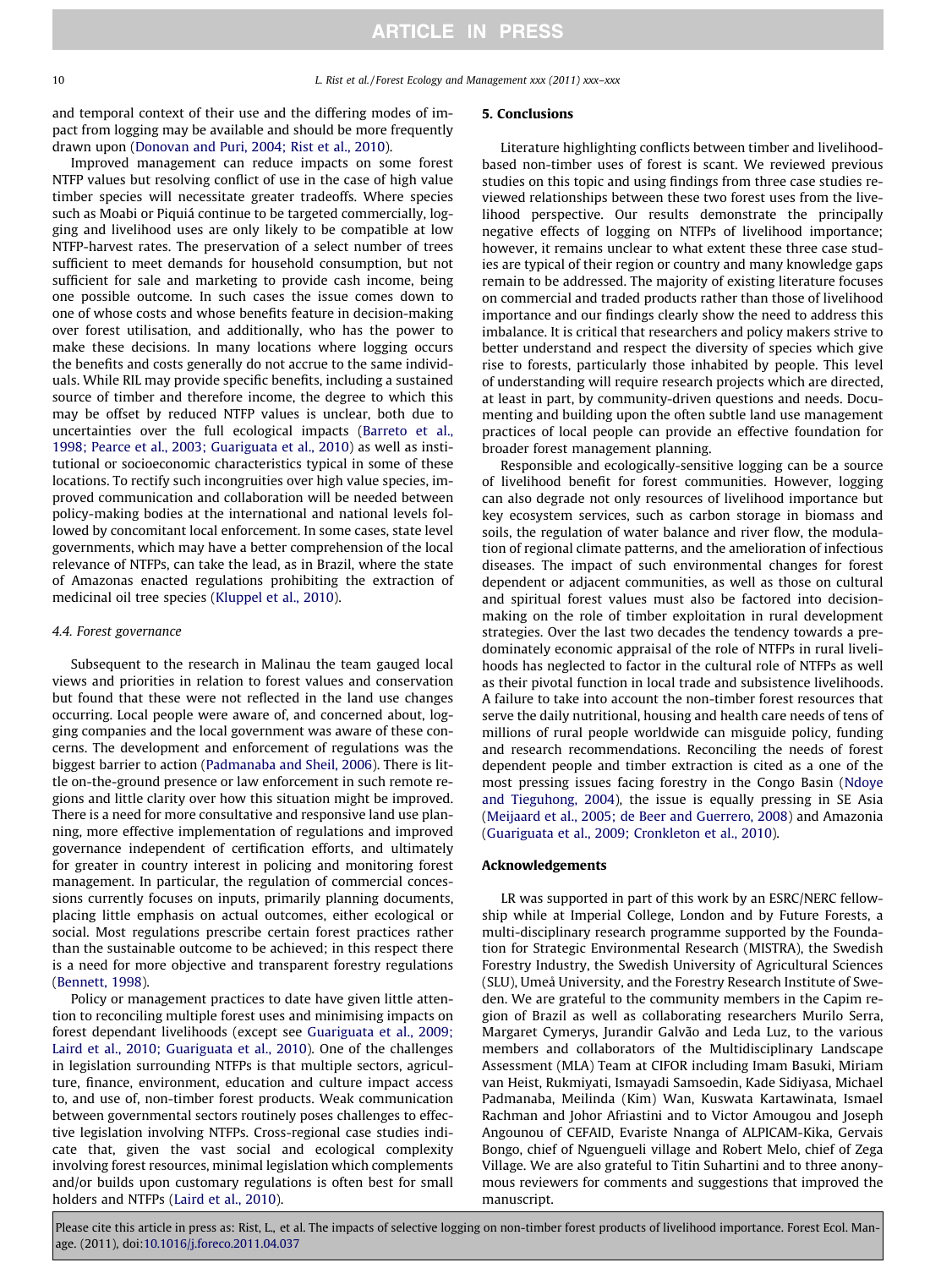and temporal context of their use and the differing modes of impact from logging may be available and should be more frequently drawn upon (Donovan and Puri, 2004; Rist et al., 2010).

Improved management can reduce impacts on some forest NTFP values but resolving conflict of use in the case of high value timber species will necessitate greater tradeoffs. Where species such as Moabi or Piquiá continue to be targeted commercially, logging and livelihood uses are only likely to be compatible at low NTFP-harvest rates. The preservation of a select number of trees sufficient to meet demands for household consumption, but not sufficient for sale and marketing to provide cash income, being one possible outcome. In such cases the issue comes down to one of whose costs and whose benefits feature in decision-making over forest utilisation, and additionally, who has the power to make these decisions. In many locations where logging occurs the benefits and costs generally do not accrue to the same individuals. While RIL may provide specific benefits, including a sustained source of timber and therefore income, the degree to which this may be offset by reduced NTFP values is unclear, both due to uncertainties over the full ecological impacts (Barreto et al., 1998; Pearce et al., 2003; Guariguata et al., 2010) as well as institutional or socioeconomic characteristics typical in some of these locations. To rectify such incongruities over high value species, improved communication and collaboration will be needed between policy-making bodies at the international and national levels followed by concomitant local enforcement. In some cases, state level governments, which may have a better comprehension of the local relevance of NTFPs, can take the lead, as in Brazil, where the state of Amazonas enacted regulations prohibiting the extraction of medicinal oil tree species (Kluppel et al., 2010).

### 4.4. Forest governance

Subsequent to the research in Malinau the team gauged local views and priorities in relation to forest values and conservation but found that these were not reflected in the land use changes occurring. Local people were aware of, and concerned about, logging companies and the local government was aware of these concerns. The development and enforcement of regulations was the biggest barrier to action (Padmanaba and Sheil, 2006). There is little on-the-ground presence or law enforcement in such remote regions and little clarity over how this situation might be improved. There is a need for more consultative and responsive land use planning, more effective implementation of regulations and improved governance independent of certification efforts, and ultimately for greater in country interest in policing and monitoring forest management. In particular, the regulation of commercial concessions currently focuses on inputs, primarily planning documents, placing little emphasis on actual outcomes, either ecological or social. Most regulations prescribe certain forest practices rather than the sustainable outcome to be achieved; in this respect there is a need for more objective and transparent forestry regulations (Bennett, 1998).

Policy or management practices to date have given little attention to reconciling multiple forest uses and minimising impacts on forest dependant livelihoods (except see Guariguata et al., 2009; Laird et al., 2010; Guariguata et al., 2010). One of the challenges in legislation surrounding NTFPs is that multiple sectors, agriculture, finance, environment, education and culture impact access to, and use of, non-timber forest products. Weak communication between governmental sectors routinely poses challenges to effective legislation involving NTFPs. Cross-regional case studies indicate that, given the vast social and ecological complexity involving forest resources, minimal legislation which complements and/or builds upon customary regulations is often best for small holders and NTFPs (Laird et al., 2010).

## 5. Conclusions

Literature highlighting conflicts between timber and livelihood-based non-timber uses of forest is scant. We reviewed previous studies on this topic and using findings from three case studies reviewed relationships between these two forest uses from the livelihood perspective. Our results demonstrate the principally negative effects of logging on NTFPs of livelihood importance; however, it remains unclear to what extent these three case studies are typical of their region or country and many knowledge gaps remain to be addressed. The majority of existing literature focuses on commercial and traded products rather than those of livelihood importance and our findings clearly show the need to address this imbalance. It is critical that researchers and policy makers strive to better understand and respect the diversity of species which give rise to forests, particularly those inhabited by people. This level of understanding will require research projects which are directed, at least in part, by community-driven questions and needs. Documenting and building upon the often subtle land use management practices of local people can provide an effective foundation for broader forest management planning.

Responsible and ecologically-sensitive logging can be a source of livelihood benefit for forest communities. However, logging can also degrade not only resources of livelihood importance but key ecosystem services, such as carbon storage in biomass and soils, the regulation of water balance and river flow, the modulation of regional climate patterns, and the amelioration of infectious diseases. The impact of such environmental changes for forest dependent or adjacent communities, as well as those on cultural and spiritual forest values must also be factored into decision-making on the role of timber exploitation in rural development strategies. Over the last two decades the tendency towards a predominately economic appraisal of the role of NTFPs in rural livelihoods has neglected to factor in the cultural role of NTFPs as well as their pivotal function in local trade and subsistence livelihoods. A failure to take into account the non-timber forest resources that serve the daily nutritional, housing and health care needs of tens of millions of rural people worldwide can misguide policy, funding and research recommendations. Reconciling the needs of forest dependent people and timber extraction is cited as a one of the most pressing issues facing forestry in the Congo Basin (Ndoye and Tieguhong, 2004), the issue is equally pressing in SE Asia (Meijaard et al., 2005; de Beer and Guerrero, 2008) and Amazonia (Guariguata et al., 2009; Cronkleton et al., 2010).

## Acknowledgements

LR was supported in part of this work by an ESRC/NERC fellowship while at Imperial College, London and by Future Forests, a multi-disciplinary research programme supported by the Foundation for Strategic Environmental Research (MISTRA), the Swedish Forestry Industry, the Swedish University of Agricultural Sciences (SLU), Umeå University, and the Forestry Research Institute of Sweden. We are grateful to the community members in the Capim region of Brazil as well as collaborating researchers Murilo Serra, Margaret Cymerys, Jurandir Galvão and Leda Luz, to the various members and collaborators of the Multidisciplinary Landscape Assessment (MLA) Team at CIFOR including Imam Basuki, Miriam van Heist, Rukmiyati, Ismayadi Samsoedin, Kade Sidiyasa, Michael Padmanaba, Meilinda (Kim) Wan, Kuswata Kartawinata, Ismael Rachman and Johor Afriastini and to Victor Amougou and Joseph Angounou of CEFAID, Evariste Nnanga of ALPICAM-Kika, Gervais Bongo, chief of Nguengueli village and Robert Melo, chief of Zega Village. We are also grateful to Titin Suhartini and to three anonymous reviewers for comments and suggestions that improved the manuscript.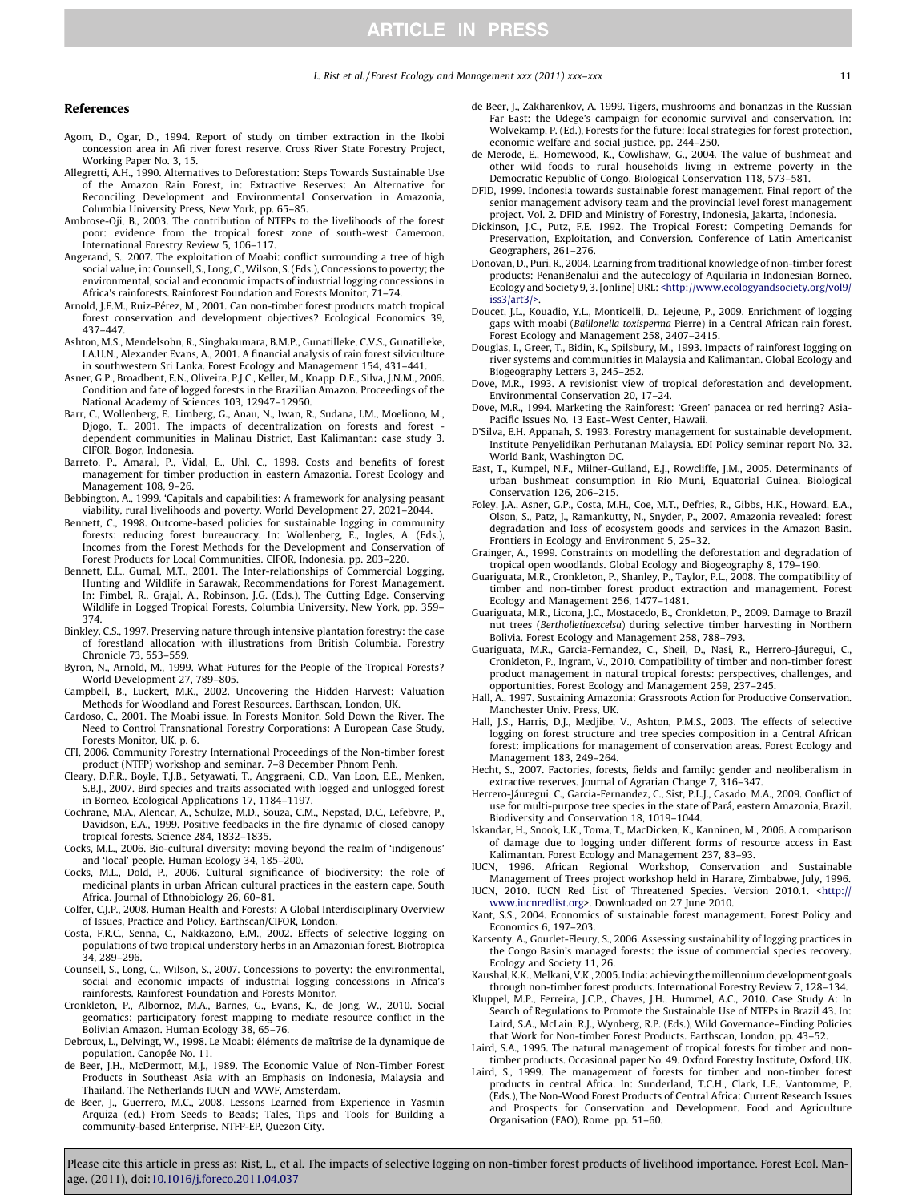## References

Agom, D., Ogar, D., 1994. Report of study on timber extraction in the Ikobi concession area in Afi river forest reserve. Cross River State Forestry Project, Working Paper No. 3, 15.

Allegretti, A.H., 1990. Alternatives to Deforestation: Steps Towards Sustainable Use of the Amazon Rain Forest, in: Extractive Reserves: An Alternative for Reconciling Development and Environmental Conservation in Amazonia, Columbia University Press, New York, pp. 65–85.

Ambrose-Oji, B., 2003. The contribution of NTFPs to the livelihoods of the forest poor: evidence from the tropical forest zone of south-west Cameroon. International Forestry Review 5, 106–117.

Angerand, S., 2007. The exploitation of Moabi: conflict surrounding a tree of high social value, in: Counsell, S., Long, C., Wilson, S. (Eds.), Concessions to poverty; the environmental, social and economic impacts of industrial logging concessions in Africa's rainforests. Rainforest Foundation and Forests Monitor, 71–74.

Arnold, J.E.M., Ruiz-Pérez, M., 2001. Can non-timber forest products match tropical forest conservation and development objectives? Ecological Economics 39, 437–447.

Ashton, M.S., Mendelsohn, R., Singhakumara, B.M.P., Gunatilleke, C.V.S., Gunatilleke, I.A.U.N., Alexander Evans, A., 2001. A financial analysis of rain forest silviculture in southwestern Sri Lanka. Forest Ecology and Management 154, 431–441.

Asner, G.P., Broadbent, E.N., Oliveira, P.J.C., Keller, M., Knapp, D.E., Silva, J.N.M., 2006. Condition and fate of logged forests in the Brazilian Amazon. Proceedings of the National Academy of Sciences 103, 12947–12950.

Barr, C., Wollenberg, E., Limberg, G., Anau, N., Iwan, R., Sudana, I.M., Moeliono, M., Djogo, T., 2001. The impacts of decentralization on forests and forest - dependent communities in Malinau District, East Kalimantan: case study 3. CIFOR, Bogor, Indonesia.

Barreto, P., Amaral, P., Vidal, E., Uhl, C., 1998. Costs and benefits of forest management for timber production in eastern Amazonia. Forest Ecology and Management 108, 9–26.

Bebbington, A., 1999. 'Capitals and capabilities: A framework for analysing peasant viability, rural livelihoods and poverty. World Development 27, 2021–2044.

Bennett, C., 1998. Outcome-based policies for sustainable logging in community forests: reducing forest bureaucracy. In: Wollenberg, E., Ingles, A. (Eds.), Incomes from the Forest Methods for the Development and Conservation of Forest Products for Local Communities. CIFOR, Indonesia, pp. 203–220.

Bennett, E.L., Gumal, M.T., 2001. The Inter-relationships of Commercial Logging, Hunting and Wildlife in Sarawak, Recommendations for Forest Management. In: Fimbel, R., Grajal, A., Robinson, J.G. (Eds.), The Cutting Edge. Conserving Wildlife in Logged Tropical Forests, Columbia University, New York, pp. 359–374.

Binkley, C.S., 1997. Preserving nature through intensive plantation forestry: the case of forestland allocation with illustrations from British Columbia. Forestry Chronicle 73, 553–559.

Byron, N., Arnold, M., 1999. What Futures for the People of the Tropical Forests? World Development 27, 789–805.

Campbell, B., Luckert, M.K., 2002. Uncovering the Hidden Harvest: Valuation Methods for Woodland and Forest Resources. Earthscan, London, UK.

Cardoso, C., 2001. The Moabi issue. In Forests Monitor, Sold Down the River. The Need to Control Transnational Forestry Corporations: A European Case Study, Forests Monitor, UK, p. 6.

CFI, 2006. Community Forestry International Proceedings of the Non-timber forest product (NTFP) workshop and seminar. 7–8 December Phnom Penh.

Cleary, D.F.R., Boyle, T.J.B., Setyawati, T., Anggraeni, C.D., Van Loon, E.E., Menken, S.B.J., 2007. Bird species and traits associated with logged and unlogged forest in Borneo. Ecological Applications 17, 1184–1197.

Cochrane, M.A., Alencar, A., Schulze, M.D., Souza, C.M., Nepstad, D.C., Lefebvre, P., Davidson, E.A., 1999. Positive feedbacks in the fire dynamic of closed canopy tropical forests. Science 284, 1832–1835.

Cocks, M.L., 2006. Bio-cultural diversity: moving beyond the realm of 'indigenous' and 'local' people. Human Ecology 34, 185–200.

Cocks, M.L., Dold, P., 2006. Cultural significance of biodiversity: the role of medicinal plants in urban African cultural practices in the eastern cape, South Africa. Journal of Ethnobiology 26, 60–81.

Colfer, C.J.P., 2008. Human Health and Forests: A Global Interdisciplinary Overview of Issues, Practice and Policy. Earthscan/CIFOR, London.

Costa, F.R.C., Senna, C., Nakkazono, E.M., 2002. Effects of selective logging on populations of two tropical understory herbs in an Amazonian forest. Biotropica 34, 289–296.

Counsell, S., Long, C., Wilson, S., 2007. Concessions to poverty: the environmental, social and economic impacts of industrial logging concessions in Africa's rainforests. Rainforest Foundation and Forests Monitor.

Cronkleton, P., Albornoz, M.A., Barnes, G., Evans, K., de Jong, W., 2010. Social geomatics: participatory forest mapping to mediate resource conflict in the Bolivian Amazon. Human Ecology 38, 65–76.

Debroux, L., Delvingt, W., 1998. Le Moabi: éléments de maîtrise de la dynamique de population. Canopée No. 11.

de Beer, J.H., McDermott, M.J., 1989. The Economic Value of Non-Timber Forest Products in Southeast Asia with an Emphasis on Indonesia, Malaysia and Thailand. The Netherlands IUCN and WWF, Amsterdam.

de Beer, J., Guerrero, M.C., 2008. Lessons Learned from Experience in Yasmin Arquiza (ed.) From Seeds to Beads; Tales, Tips and Tools for Building a community-based Enterprise. NTFP-EP, Quezon City.

de Beer, J., Zakharenkov, A. 1999. Tigers, mushrooms and bonanzas in the Russian Far East: the Udege's campaign for economic survival and conservation. In: Wolvekamp, P. (Ed.), Forests for the future: local strategies for forest protection, economic welfare and social justice. pp. 244–250.

de Merode, E., Homewood, K., Cowlishaw, G., 2004. The value of bushmeat and other wild foods to rural households living in extreme poverty in the Democratic Republic of Congo. Biological Conservation 118, 573–581.

DFID, 1999. Indonesia towards sustainable forest management. Final report of the senior management advisory team and the provincial level forest management project. Vol. 2. DFID and Ministry of Forestry, Indonesia, Jakarta, Indonesia.

Dickinson, J.C., Putz, F.E. 1992. The Tropical Forest: Competing Demands for Preservation, Exploitation, and Conversion. Conference of Latin Americanist Geographers, 261–276.

Donovan, D., Puri, R., 2004. Learning from traditional knowledge of non-timber forest products: PenanBenalui and the autecology of Aquilaria in Indonesian Borneo. Ecology and Society 9, 3. [online] URL: <http://www.ecologyandsociety.org/vol9/iss3/art3/>.

Doucet, J.L., Kouadio, Y.L., Monticelli, D., Lejeune, P., 2009. Enrichment of logging gaps with moabi (*Baillonella toxisperma* Pierre) in a Central African rain forest. Forest Ecology and Management 258, 2407–2415.

Douglas, I., Greer, T., Bidin, K., Spilsbury, M., 1993. Impacts of rainforest logging on river systems and communities in Malaysia and Kalimantan. Global Ecology and Biogeography Letters 3, 245–252.

Dove, M.R., 1993. A revisionist view of tropical deforestation and development. Environmental Conservation 20, 17–24.

Dove, M.R., 1994. Marketing the Rainforest: 'Green' panacea or red herring? Asia-Pacific Issues No. 13 East–West Center, Hawaii.

D'Silva, E.H. Appanah, S. 1993. Forestry management for sustainable development. Institute Penyelidikan Perhutanan Malaysia. EDI Policy seminar report No. 32. World Bank, Washington DC.

East, T., Kumpel, N.F., Milner-Gulland, E.J., Rowcliffe, J.M., 2005. Determinants of urban bushmeat consumption in Rio Muni, Equatorial Guinea. Biological Conservation 126, 206–215.

Foley, J.A., Asner, G.P., Costa, M.H., Coe, M.T., Defries, R., Gibbs, H.K., Howard, E.A., Olson, S., Patz, J., Ramankutty, N., Snyder, P., 2007. Amazonia revealed: forest degradation and loss of ecosystem goods and services in the Amazon Basin. Frontiers in Ecology and Environment 5, 25–32.

Grainger, A., 1999. Constraints on modelling the deforestation and degradation of tropical open woodlands. Global Ecology and Biogeography 8, 179–190.

Guariguata, M.R., Cronkleton, P., Shanley, P., Taylor, P.L., 2008. The compatibility of timber and non-timber forest product extraction and management. Forest Ecology and Management 256, 1477–1481.

Guariguata, M.R., Licona, J.C., Mostacedo, B., Cronkleton, P., 2009. Damage to Brazil nut trees (*Bertholletiaexcelsa*) during selective timber harvesting in Northern Bolivia. Forest Ecology and Management 258, 788–793.

Guariguata, M.R., Garcia-Fernandez, C., Sheil, D., Nasi, R., Herrero-Jáuregui, C., Cronkleton, P., Ingram, V., 2010. Compatibility of timber and non-timber forest product management in natural tropical forests: perspectives, challenges, and opportunities. Forest Ecology and Management 259, 237–245.

Hall, A., 1997. Sustaining Amazonia: Grassroots Action for Productive Conservation. Manchester Univ. Press, UK.

Hall, J.S., Harris, D.J., Medjibe, V., Ashton, P.M.S., 2003. The effects of selective logging on forest structure and tree species composition in a Central African forest: implications for management of conservation areas. Forest Ecology and Management 183, 249–264.

Hecht, S., 2007. Factories, forests, fields and family: gender and neoliberalism in extractive reserves. Journal of Agrarian Change 7, 316–347.

Herrero-Jáuregui, C., Garcia-Fernandez, C., Sist, P.L.J., Casado, M.A., 2009. Conflict of use for multi-purpose tree species in the state of Pará, eastern Amazonia, Brazil. Biodiversity and Conservation 18, 1019–1044.

Iskandar, H., Snook, L.K., Toma, T., MacDicken, K., Kanninen, M., 2006. A comparison of damage due to logging under different forms of resource access in East Kalimantan. Forest Ecology and Management 237, 83–93.

IUCN, 1996. African Regional Workshop, Conservation and Sustainable Management of Trees project workshop held in Harare, Zimbabwe, July, 1996.

IUCN, 2010. IUCN Red List of Threatened Species. Version 2010.1. <http://www.iucnredlist.org>. Downloaded on 27 June 2010.

Kant, S.S., 2004. Economics of sustainable forest management. Forest Policy and Economics 6, 197–203.

Karsenty, A., Gourlet-Fleury, S., 2006. Assessing sustainability of logging practices in the Congo Basin's managed forests: the issue of commercial species recovery. Ecology and Society 11, 26.

Kaushal, K.K., Melkani, V.K., 2005. India: achieving the millennium development goals through non-timber forest products. International Forestry Review 7, 128–134.

Kluppel, M.P., Ferreira, J.C.P., Chaves, J.H., Hummel, A.C., 2010. Case Study A: In Search of Regulations to Promote the Sustainable Use of NTFPs in Brazil 43. In: Laird, S.A., McLain, R.J., Wynberg, R.P. (Eds.), Wild Governance–Finding Policies that Work for Non-timber Forest Products. Earthscan, London, pp. 43–52.

Laird, S.A., 1995. The natural management of tropical forests for timber and non-timber products. Occasional paper No. 49. Oxford Forestry Institute, Oxford, UK.

Laird, S., 1999. The management of forests for timber and non-timber forest products in central Africa. In: Sunderland, T.C.H., Clark, L.E., Vantomme, P. (Eds.), The Non-Wood Forest Products of Central Africa: Current Research Issues and Prospects for Conservation and Development. Food and Agriculture Organisation (FAO), Rome, pp. 51–60.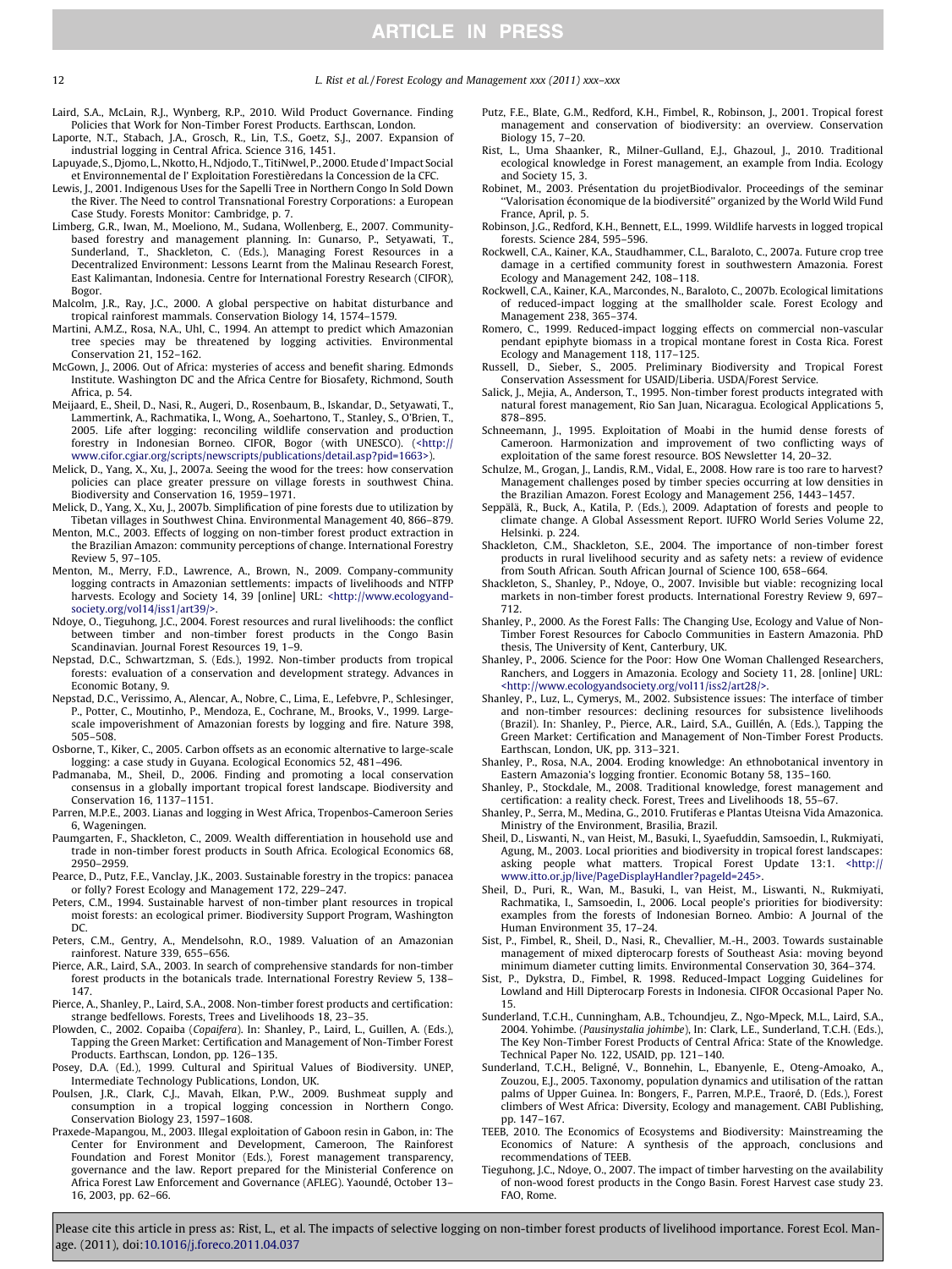Laird, S.A., McLain, R.J., Wynberg, R.P., 2010. Wild Product Governance. Finding Policies that Work for Non-Timber Forest Products. Earthscan, London.

Laporte, N.T., Stabach, J.A., Grosch, R., Lin, T.S., Goetz, S.J., 2007. Expansion of industrial logging in Central Africa. Science 316, 1451.

Lapuyade, S., Djomo, L., Nkotto, H., Ndjodo, T., TitiNwel, P., 2000. Etude d'Impact Social et Environnemental de l' Exploitation Forestièredans la Concession de la CFC.

Lewis, J., 2001. Indigenous Uses for the Sapelli Tree in Northern Congo In Sold Down the River. The Need to control Transnational Forestry Corporations: a European Case Study. Forests Monitor: Cambridge, p. 7.

Limberg, G.R., Iwan, M., Moeliono, M., Sudana, Wollenberg, E., 2007. Community-based forestry and management planning. In: Gunarso, P., Setyawati, T., Sunderland, T., Shackleton, C. (Eds.), Managing Forest Resources in a Decentralized Environment: Lessons Learnt from the Malinau Research Forest, East Kalimantan, Indonesia. Centre for International Forestry Research (CIFOR), Bogor.

Malcolm, J.R., Ray, J.C., 2000. A global perspective on habitat disturbance and tropical rainforest mammals. Conservation Biology 14, 1574–1579.

Martini, A.M.Z., Rosa, N.A., Uhl, C., 1994. An attempt to predict which Amazonian tree species may be threatened by logging activities. Environmental Conservation 21, 152–162.

McGown, J., 2006. Out of Africa: mysteries of access and benefit sharing. Edmonds Institute. Washington DC and the Africa Centre for Biosafety, Richmond, South Africa, p. 54.

Meijaard, E., Sheil, D., Nasi, R., Augeri, D., Rosenbaum, B., Iskandar, D., Setyawati, T., Lammertink, A., Rachmatika, I., Wong, A., Soehartono, T., Stanley, S., O'Brien, T., 2005. Life after logging: reconciling wildlife conservation and production forestry in Indonesian Borneo. CIFOR, Bogor (with UNESCO). (<http://www.cifor.cgiar.org/scripts/newscripts/publications/detail.asp?pid=1663>).

Melick, D., Yang, X., Xu, J., 2007a. Seeing the wood for the trees: how conservation policies can place greater pressure on village forests in southwest China. Biodiversity and Conservation 16, 1959–1971.

Melick, D., Yang, X., Xu, J., 2007b. Simplification of pine forests due to utilization by Tibetan villages in Southwest China. Environmental Management 40, 866–879.

Menton, M.C., 2003. Effects of logging on non-timber forest product extraction in the Brazilian Amazon: community perceptions of change. International Forestry Review 5, 97–105.

Menton, M., Merry, F.D., Lawrence, A., Brown, N., 2009. Company-community logging contracts in Amazonian settlements: impacts of livelihoods and NTFP harvests. Ecology and Society 14, 39 [online] URL: <http://www.ecologyandsociety.org/vol14/iss1/art39/>.

Ndoye, O., Tieguhong, J.C., 2004. Forest resources and rural livelihoods: the conflict between timber and non-timber forest products in the Congo Basin Scandinavian. Journal Forest Resources 19, 1–9.

Nepstad, D.C., Schwartzman, S. (Eds.), 1992. Non-timber products from tropical forests: evaluation of a conservation and development strategy. Advances in Economic Botany, 9.

Nepstad, D.C., Verissimo, A., Alencar, A., Nobre, C., Lima, E., Lefebvre, P., Schlesinger, P., Potter, C., Moutinho, P., Mendoza, E., Cochrane, M., Brooks, V., 1999. Large-scale impoverishment of Amazonian forests by logging and fire. Nature 398, 505–508.

Osborne, T., Kiker, C., 2005. Carbon offsets as an economic alternative to large-scale logging: a case study in Guyana. Ecological Economics 52, 481–496.

Padmanaba, M., Sheil, D., 2006. Finding and promoting a local conservation consensus in a globally important tropical forest landscape. Biodiversity and Conservation 16, 1137–1151.

Parren, M.P.E., 2003. Lianas and logging in West Africa, Tropenbos-Cameroon Series 6, Wageningen.

Paumgarten, F., Shackleton, C., 2009. Wealth differentiation in household use and trade in non-timber forest products in South Africa. Ecological Economics 68, 2950–2959.

Pearce, D., Putz, F.E., Vanclay, J.K., 2003. Sustainable forestry in the tropics: panacea or folly? Forest Ecology and Management 172, 229–247.

Peters, C.M., 1994. Sustainable harvest of non-timber plant resources in tropical moist forests: an ecological primer. Biodiversity Support Program, Washington DC.

Peters, C.M., Gentry, A., Mendelsohn, R.O., 1989. Valuation of an Amazonian rainforest. Nature 339, 655–656.

Pierce, A.R., Laird, S.A., 2003. In search of comprehensive standards for non-timber forest products in the botanicals trade. International Forestry Review 5, 138–147.

Pierce, A., Shanley, P., Laird, S.A., 2008. Non-timber forest products and certification: strange bedfellows. Forests, Trees and Livelihoods 18, 23–35.

Plowden, C., 2002. Copaiba (*Copaifera*). In: Shanley, P., Laird, L., Guillen, A. (Eds.), Tapping the Green Market: Certification and Management of Non-Timber Forest Products. Earthscan, London, pp. 126–135.

Posey, D.A. (Ed.), 1999. Cultural and Spiritual Values of Biodiversity. UNEP, Intermediate Technology Publications, London, UK.

Poulsen, J.R., Clark, C.J., Mavah, Elkan, P.W., 2009. Bushmeat supply and consumption in a tropical logging concession in Northern Congo. Conservation Biology 23, 1597–1608.

Praxede-Mapangou, M., 2003. Illegal exploitation of Gaboon resin in Gabon, in: The Center for Environment and Development, Cameroon, The Rainforest Foundation and Forest Monitor (Eds.), Forest management transparency, governance and the law. Report prepared for the Ministerial Conference on Africa Forest Law Enforcement and Governance (AFLEG). Yaoundé, October 13–16, 2003, pp. 62–66.

Putz, F.E., Blate, G.M., Redford, K.H., Fimbel, R., Robinson, J., 2001. Tropical forest management and conservation of biodiversity: an overview. Conservation Biology 15, 7–20.

Rist, L., Uma Shaanker, R., Milner-Gulland, E.J., Ghazoul, J., 2010. Traditional ecological knowledge in Forest management, an example from India. Ecology and Society 15, 3.

Robinet, M., 2003. Présentation du projetBiodivalor. Proceedings of the seminar "Valorisation économique de la biodiversité" organized by the World Wild Fund France, April, p. 5.

Robinson, J.G., Redford, K.H., Bennett, E.L., 1999. Wildlife harvests in logged tropical forests. Science 284, 595–596.

Rockwell, C.A., Kainer, K.A., Staudhammer, C.L., Baraloto, C., 2007a. Future crop tree damage in a certified community forest in southwestern Amazonia. Forest Ecology and Management 242, 108–118.

Rockwell, C.A., Kainer, K.A., Marcondes, N., Baraloto, C., 2007b. Ecological limitations of reduced-impact logging at the smallholder scale. Forest Ecology and Management 238, 365–374.

Romero, C., 1999. Reduced-impact logging effects on commercial non-vascular pendant epiphyte biomass in a tropical montane forest in Costa Rica. Forest Ecology and Management 118, 117–125.

Russell, D., Sieber, S., 2005. Preliminary Biodiversity and Tropical Forest Conservation Assessment for USAID/Liberia. USDA/Forest Service.

Salick, J., Mejia, A., Anderson, T., 1995. Non-timber forest products integrated with natural forest management, Rio San Juan, Nicaragua. Ecological Applications 5, 878–895.

Schneemann, J., 1995. Exploitation of Moabi in the humid dense forests of Cameroon. Harmonization and improvement of two conflicting ways of exploitation of the same forest resource. BOS Newsletter 14, 20–32.

Schulze, M., Grogan, J., Landis, R.M., Vidal, E., 2008. How rare is too rare to harvest? Management challenges posed by timber species occurring at low densities in the Brazilian Amazon. Forest Ecology and Management 256, 1443–1457.

Seppälä, R., Buck, A., Katila, P. (Eds.), 2009. Adaptation of forests and people to climate change. A Global Assessment Report. IUFRO World Series Volume 22, Helsinki. p. 224.

Shackleton, C.M., Shackleton, S.E., 2004. The importance of non-timber forest products in rural livelihood security and as safety nets: a review of evidence from South African. South African Journal of Science 100, 658–664.

Shackleton, S., Shanley, P., Ndoye, O., 2007. Invisible but viable: recognizing local markets in non-timber forest products. International Forestry Review 9, 697–712.

Shanley, P., 2000. As the Forest Falls: The Changing Use, Ecology and Value of Non-Timber Forest Resources for Caboclo Communities in Eastern Amazonia. PhD thesis, The University of Kent, Canterbury, UK.

Shanley, P., 2006. Science for the Poor: How One Woman Challenged Researchers, Ranchers, and Loggers in Amazonia. Ecology and Society 11, 28. [online] URL: <http://www.ecologyandsociety.org/vol11/iss2/art28/>.

Shanley, P., Luz, L., Cymerys, M., 2002. Subsistence issues: The interface of timber and non-timber resources: declining resources for subsistence livelihoods (Brazil). In: Shanley, P., Pierce, A.R., Laird, S.A., Guillén, A. (Eds.), Tapping the Green Market: Certification and Management of Non-Timber Forest Products. Earthscan, London, UK, pp. 313–321.

Shanley, P., Rosa, N.A., 2004. Eroding knowledge: An ethnobotanical inventory in Eastern Amazonia's logging frontier. Economic Botany 58, 135–160.

Shanley, P., Stockdale, M., 2008. Traditional knowledge, forest management and certification: a reality check. Forest, Trees and Livelihoods 18, 55–67.

Shanley, P., Serra, M., Medina, G., 2010. Frutiferas e Plantas Uteisna Vida Amazonica. Ministry of the Environment, Brasilia, Brazil.

Sheil, D., Liswanti, N., van Heist, M., Basuki, I., Syaefuddin, Samsoedin, I., Rukmiyati, Agung, M., 2003. Local priorities and biodiversity in tropical forest landscapes: asking people what matters. Tropical Forest Update 13:1. <http://www.itto.or.jp/live/PageDisplayHandler?pageId=245>.

Sheil, D., Puri, R., Wan, M., Basuki, I., van Heist, M., Liswanti, N., Rukmiyati, Rachmatika, I., Samsoedin, I., 2006. Local people's priorities for biodiversity: examples from the forests of Indonesian Borneo. Ambio: A Journal of the Human Environment 35, 17–24.

Sist, P., Fimbel, R., Sheil, D., Nasi, R., Chevallier, M.-H., 2003. Towards sustainable management of mixed dipterocarp forests of Southeast Asia: moving beyond minimum diameter cutting limits. Environmental Conservation 30, 364–374.

Sist, P., Dykstra, D., Fimbel, R. 1998. Reduced-Impact Logging Guidelines for Lowland and Hill Dipterocarp Forests in Indonesia. CIFOR Occasional Paper No. 15.

Sunderland, T.C.H., Cunningham, A.B., Tchoundjeu, Z., Ngo-Mpeck, M.L., Laird, S.A., 2004. Yohimbe. (*Pausinystalia johimbe*), In: Clark, L.E., Sunderland, T.C.H. (Eds.), The Key Non-Timber Forest Products of Central Africa: State of the Knowledge. Technical Paper No. 122, USAID, pp. 121–140.

Sunderland, T.C.H., Beligné, V., Bonnehin, L., Ebanyenle, E., Oteng-Amoako, A., Zouzou, E.J., 2005. Taxonomy, population dynamics and utilisation of the rattan palms of Upper Guinea. In: Bongers, F., Parren, M.P.E., Traoré, D. (Eds.), Forest climbers of West Africa: Diversity, Ecology and management. CABI Publishing, pp. 147–167.

TEEB, 2010. The Economics of Ecosystems and Biodiversity: Mainstreaming the Economics of Nature: A synthesis of the approach, conclusions and recommendations of TEEB.

Tieguhong, J.C., Ndoye, O., 2007. The impact of timber harvesting on the availability of non-wood forest products in the Congo Basin. Forest Harvest case study 23. FAO, Rome.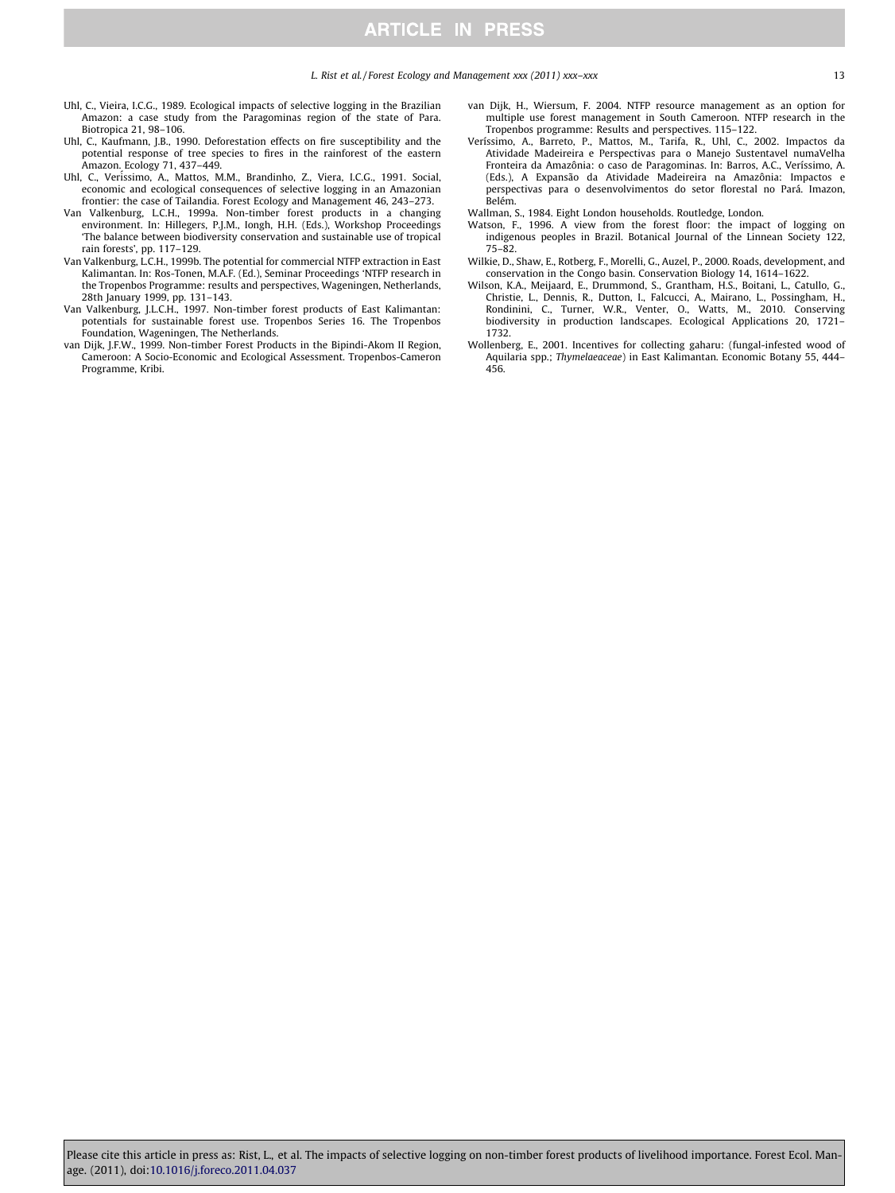Uhl, C., Vieira, I.C.G., 1989. Ecological impacts of selective logging in the Brazilian Amazon: a case study from the Paragominas region of the state of Para. Biotropica 21, 98–106.

Uhl, C., Kaufmann, J.B., 1990. Deforestation effects on fire susceptibility and the potential response of tree species to fires in the rainforest of the eastern Amazon. Ecology 71, 437–449.

Uhl, C., Veríssimo, A., Mattos, M.M., Brandinho, Z., Viera, I.C.G., 1991. Social, economic and ecological consequences of selective logging in an Amazonian frontier: the case of Tailandia. Forest Ecology and Management 46, 243–273.

Van Valkenburg, L.C.H., 1999a. Non-timber forest products in a changing environment. In: Hillegers, P.J.M., Iongh, H.H. (Eds.), Workshop Proceedings 'The balance between biodiversity conservation and sustainable use of tropical rain forests', pp. 117–129.

Van Valkenburg, L.C.H., 1999b. The potential for commercial NTFP extraction in East Kalimantan. In: Ros-Tonen, M.A.F. (Ed.), Seminar Proceedings 'NTFP research in the Tropenbos Programme: results and perspectives, Wageningen, Netherlands, 28th January 1999, pp. 131–143.

Van Valkenburg, J.L.C.H., 1997. Non-timber forest products of East Kalimantan: potentials for sustainable forest use. Tropenbos Series 16. The Tropenbos Foundation, Wageningen, The Netherlands.

van Dijk, J.F.W., 1999. Non-timber Forest Products in the Bipindi-Akom II Region, Cameroon: A Socio-Economic and Ecological Assessment. Tropenbos-Cameron Programme, Kribi.

van Dijk, H., Wiersum, F. 2004. NTFP resource management as an option for multiple use forest management in South Cameroon. NTFP research in the Tropenbos programme: Results and perspectives. 115–122.

Veríssimo, A., Barreto, P., Mattos, M., Tarifa, R., Uhl, C., 2002. Impactos da Atividade Madeireira e Perspectivas para o Manejo Sustentavel numaVelha Fronteira da Amazônia: o caso de Paragominas. In: Barros, A.C., Veríssimo, A. (Eds.), A Expansão da Atividade Madeireira na Amazônia: Impactos e perspectivas para o desenvolvimentos do setor florestal no Pará. Imazon, Belém.

Wallman, S., 1984. Eight London households. Routledge, London.

Watson, F., 1996. A view from the forest floor: the impact of logging on indigenous peoples in Brazil. Botanical Journal of the Linnean Society 122, 75–82.

Wilkie, D., Shaw, E., Rotberg, F., Morelli, G., Auzel, P., 2000. Roads, development, and conservation in the Congo basin. Conservation Biology 14, 1614–1622.

Wilson, K.A., Meijaard, E., Drummond, S., Grantham, H.S., Boitani, L., Catullo, G., Christie, L., Dennis, R., Dutton, I., Falcucci, A., Mairano, L., Possingham, H., Rondinini, C., Turner, W.R., Venter, O., Watts, M., 2010. Conserving biodiversity in production landscapes. Ecological Applications 20, 1721–1732.

Wollenberg, E., 2001. Incentives for collecting gaharu: (fungal-infested wood of Aquilaria spp.; *Thymelaeaceae*) in East Kalimantan. Economic Botany 55, 444–456.